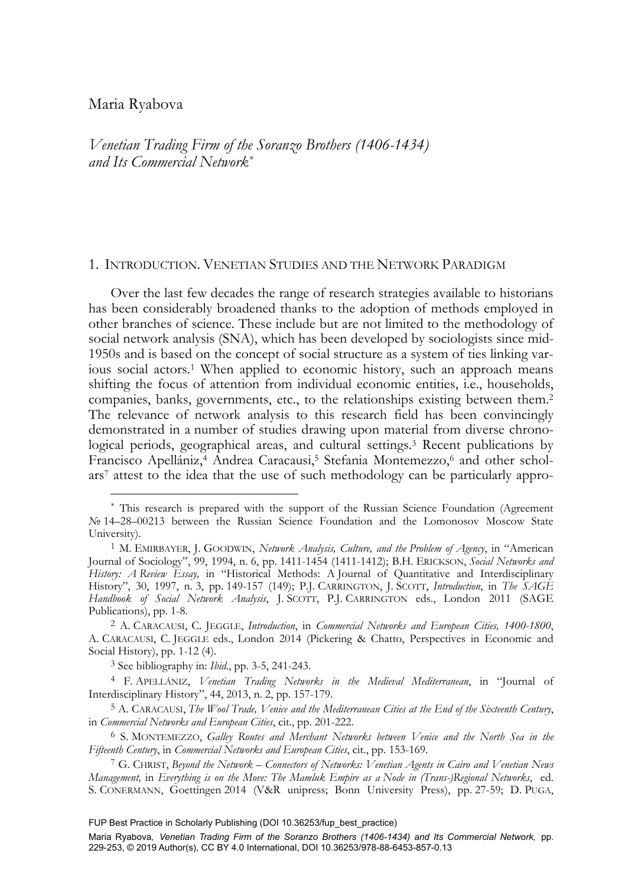Maria Ryabova

*Venetian Trading Firm of the Soranzo Brothers (1406-1434) and Its Commercial Network*[*]

## 1. Introduction. Venetian Studies and the Network Paradigm

Over the last few decades the range of research strategies available to historians has been considerably broadened thanks to the adoption of methods employed in other branches of science. These include but are not limited to the methodology of social network analysis (SNA), which has been developed by sociologists since mid-1950s and is based on the concept of social structure as a system of ties linking various social actors.[1] When applied to economic history, such an approach means shifting the focus of attention from individual economic entities, i.e., households, companies, banks, governments, etc., to the relationships existing between them.[2] The relevance of network analysis to this research field has been convincingly demonstrated in a number of studies drawing upon material from diverse chronological periods, geographical areas, and cultural settings.[3] Recent publications by Francisco Apellániz,[4] Andrea Caracausi,[5] Stefania Montemezzo,[6] and other scholars[7] attest to the idea that the use of such methodology can be particularly appro-

---

[*] This research is prepared with the support of the Russian Science Foundation (Agreement № 14–28–00213 between the Russian Science Foundation and the Lomonosov Moscow State University).

[1] M. Emirbayer, J. Goodwin, *Network Analysis, Culture, and the Problem of Agency*, in "American Journal of Sociology", 99, 1994, n. 6, pp. 1411-1454 (1411-1412); B.H. Erickson, *Social Networks and History: A Review Essay,* in "Historical Methods: A Journal of Quantitative and Interdisciplinary History", 30, 1997, n. 3, pp. 149-157 (149); P.J. Carrington, J. Scott, *Introduction*, in *The SAGE Handbook of Social Network Analysis*, J. Scott, P.J. Carrington eds., London 2011 (SAGE Publications), pp. 1-8.

[2] A. Caracausi, C. Jeggle, *Introduction*, in *Commercial Networks and European Cities, 1400-1800*, A. Caracausi, C. Jeggle eds., London 2014 (Pickering & Chatto, Perspectives in Economic and Social History), pp. 1-12 (4).

[3] See bibliography in: *Ibid*., pp. 3-5, 241-243.

[4] F. Apellániz, *Venetian Trading Networks in the Medieval Mediterranean*, in "Journal of Interdisciplinary History", 44, 2013, n. 2, pp. 157-179.

[5] A. Caracausi, *The Wool Trade, Venice and the Mediterranean Cities at the End of the Sixteenth Century*, in *Commercial Networks and European Cities*, cit., pp. 201-222.

[6] S. Montemezzo, *Galley Routes and Merchant Networks between Venice and the North Sea in the Fifteenth Century*, in *Commercial Networks and European Cities*, cit., pp. 153-169.

[7] G. Christ, *Beyond the Network – Connectors of Networks: Venetian Agents in Cairo and Venetian News Management,* in *Everything is on the Move: The Mamluk Empire as a Node in (Trans-)Regional Networks*, ed. S. Conermann, Goettingen 2014 (V&R unipress; Bonn University Press), pp. 27-59; D. Puga,

FUP Best Practice in Scholarly Publishing (DOI 10.36253/fup_best_practice)

Maria Ryabova, *Venetian Trading Firm of the Soranzo Brothers (1406-1434) and Its Commercial Network,* pp. 229-253, © 2019 Author(s), CC BY 4.0 International, DOI 10.36253/978-88-6453-857-0.13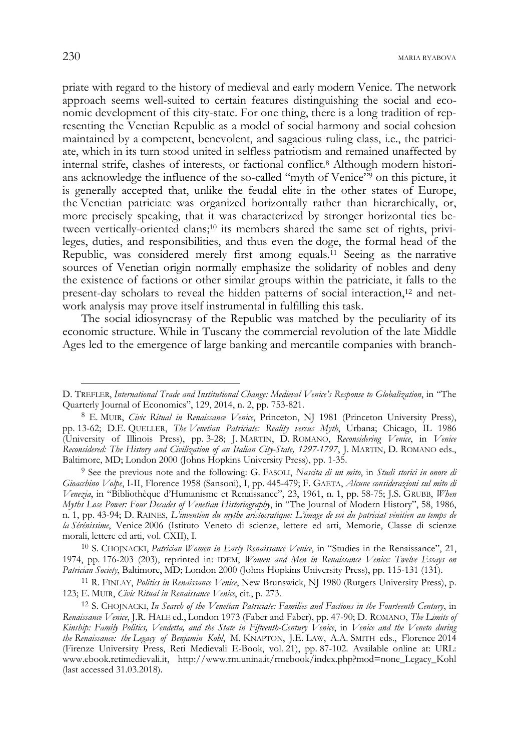priate with regard to the history of medieval and early modern Venice. The network approach seems well-suited to certain features distinguishing the social and economic development of this city-state. For one thing, there is a long tradition of representing the Venetian Republic as a model of social harmony and social cohesion maintained by a competent, benevolent, and sagacious ruling class, i.e., the patriciate, which in its turn stood united in selfless patriotism and remained unaffected by internal strife, clashes of interests, or factional conflict.[8] Although modern historians acknowledge the influence of the so-called "myth of Venice"[9] on this picture, it is generally accepted that, unlike the feudal elite in the other states of Europe, the Venetian patriciate was organized horizontally rather than hierarchically, or, more precisely speaking, that it was characterized by stronger horizontal ties between vertically-oriented clans;[10] its members shared the same set of rights, privileges, duties, and responsibilities, and thus even the doge, the formal head of the Republic, was considered merely first among equals.[11] Seeing as the narrative sources of Venetian origin normally emphasize the solidarity of nobles and deny the existence of factions or other similar groups within the patriciate, it falls to the present-day scholars to reveal the hidden patterns of social interaction,[12] and network analysis may prove itself instrumental in fulfilling this task.

The social idiosyncrasy of the Republic was matched by the peculiarity of its economic structure. While in Tuscany the commercial revolution of the late Middle Ages led to the emergence of large banking and mercantile companies with branch-

---

D. TREFLER, *International Trade and Institutional Change: Medieval Venice's Response to Globalization*, in "The Quarterly Journal of Economics", 129, 2014, n. 2, pp. 753-821.

[8] E. MUIR, *Civic Ritual in Renaissance Venice*, Princeton, NJ 1981 (Princeton University Press), pp. 13-62; D.E. QUELLER, *The Venetian Patriciate: Reality versus Myth*, Urbana; Chicago, IL 1986 (University of Illinois Press), pp. 3-28; J. MARTIN, D. ROMANO, *Reconsidering Venice*, in *Venice Reconsidered: The History and Civilization of an Italian City-State, 1297-1797*, J. MARTIN, D. ROMANO eds., Baltimore, MD; London 2000 (Johns Hopkins University Press), pp. 1-35.

[9] See the previous note and the following: G. FASOLI, *Nascita di un mito*, in *Studi storici in onore di Gioacchino Volpe*, I-II, Florence 1958 (Sansoni), I, pp. 445-479; F. GAETA, *Alcune considerazioni sul mito di Venezia*, in "Bibliothèque d'Humanisme et Renaissance", 23, 1961, n. 1, pp. 58-75; J.S. GRUBB, *When Myths Lose Power: Four Decades of Venetian Historiography*, in "The Journal of Modern History", 58, 1986, n. 1, pp. 43-94; D. RAINES, *L'invention du mythe aristocratique: L'image de soi du patriciat vénitien au temps de la Sérénissime*, Venice 2006 (Istituto Veneto di scienze, lettere ed arti, Memorie, Classe di scienze morali, lettere ed arti, vol. CXII), I.

[10] S. CHOJNACKI, *Patrician Women in Early Renaissance Venice*, in "Studies in the Renaissance", 21, 1974, pp. 176-203 (203), reprinted in: IDEM, *Women and Men in Renaissance Venice: Twelve Essays on Patrician Society*, Baltimore, MD; London 2000 (Johns Hopkins University Press), pp. 115-131 (131).

[11] R. FINLAY, *Politics in Renaissance Venice*, New Brunswick, NJ 1980 (Rutgers University Press), p. 123; E. MUIR, *Civic Ritual in Renaissance Venice*, cit., p. 273.

[12] S. CHOJNACKI, *In Search of the Venetian Patriciate: Families and Factions in the Fourteenth Century*, in *Renaissance Venice*, J.R. HALE ed., London 1973 (Faber and Faber), pp. 47-90; D. ROMANO, *The Limits of Kinship: Family Politics, Vendetta, and the State in Fifteenth-Century Venice*, in *Venice and the Veneto during the Renaissance: the Legacy of Benjamin Kohl*, M. KNAPTON, J.E. LAW, A.A. SMITH eds., Florence 2014 (Firenze University Press, Reti Medievali E-Book, vol. 21), pp. 87-102. Available online at: URL: www.ebook.retimedievali.it, http://www.rm.unina.it/rmebook/index.php?mod=none_Legacy_Kohl (last accessed 31.03.2018).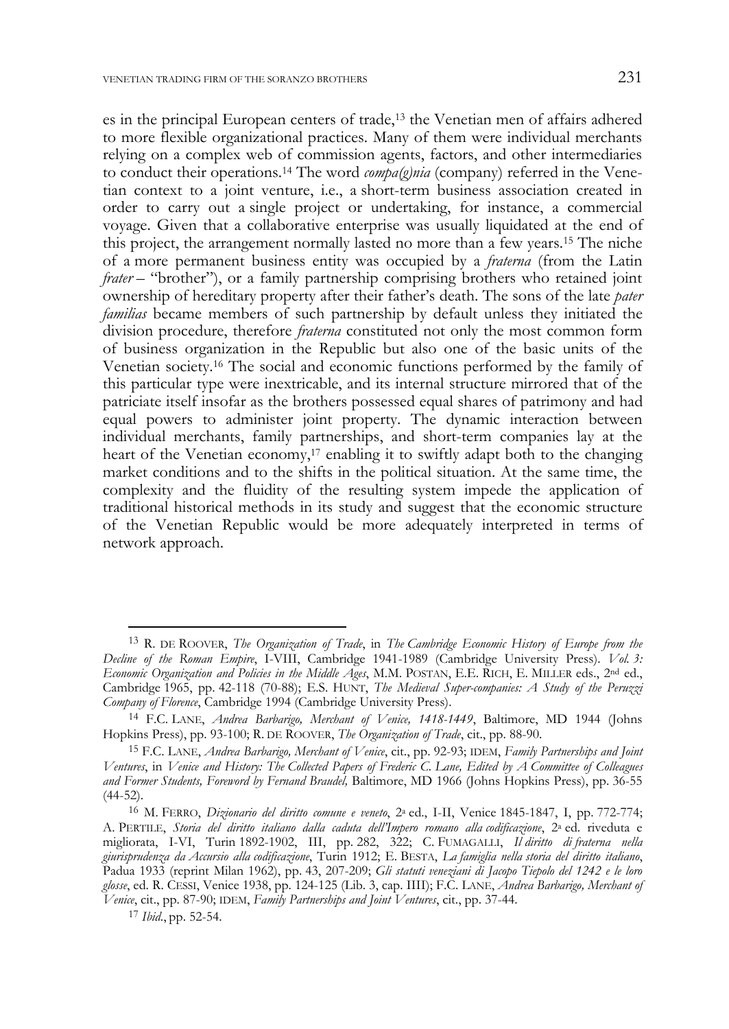es in the principal European centers of trade,[13] the Venetian men of affairs adhered to more flexible organizational practices. Many of them were individual merchants relying on a complex web of commission agents, factors, and other intermediaries to conduct their operations.[14] The word *compa(g)nia* (company) referred in the Venetian context to a joint venture, i.e., a short-term business association created in order to carry out a single project or undertaking, for instance, a commercial voyage. Given that a collaborative enterprise was usually liquidated at the end of this project, the arrangement normally lasted no more than a few years.[15] The niche of a more permanent business entity was occupied by a *fraterna* (from the Latin *frater* – "brother"), or a family partnership comprising brothers who retained joint ownership of hereditary property after their father's death. The sons of the late *pater familias* became members of such partnership by default unless they initiated the division procedure, therefore *fraterna* constituted not only the most common form of business organization in the Republic but also one of the basic units of the Venetian society.[16] The social and economic functions performed by the family of this particular type were inextricable, and its internal structure mirrored that of the patriciate itself insofar as the brothers possessed equal shares of patrimony and had equal powers to administer joint property. The dynamic interaction between individual merchants, family partnerships, and short-term companies lay at the heart of the Venetian economy,[17] enabling it to swiftly adapt both to the changing market conditions and to the shifts in the political situation. At the same time, the complexity and the fluidity of the resulting system impede the application of traditional historical methods in its study and suggest that the economic structure of the Venetian Republic would be more adequately interpreted in terms of network approach.

---

[13] R. DE ROOVER, *The Organization of Trade*, in *The Cambridge Economic History of Europe from the Decline of the Roman Empire*, I-VIII, Cambridge 1941-1989 (Cambridge University Press). *Vol. 3: Economic Organization and Policies in the Middle Ages*, M.M. POSTAN, E.E. RICH, E. MILLER eds., 2nd ed., Cambridge 1965, pp. 42-118 (70-88); E.S. HUNT, *The Medieval Super-companies: A Study of the Peruzzi Company of Florence*, Cambridge 1994 (Cambridge University Press).

[14] F.C. LANE, *Andrea Barbarigo, Merchant of Venice, 1418-1449*, Baltimore, MD 1944 (Johns Hopkins Press), pp. 93-100; R. DE ROOVER, *The Organization of Trade*, cit., pp. 88-90.

[15] F.C. LANE, *Andrea Barbarigo, Merchant of Venice*, cit., pp. 92-93; IDEM, *Family Partnerships and Joint Ventures*, in *Venice and History: The Collected Papers of Frederic C. Lane, Edited by A Committee of Colleagues and Former Students, Foreword by Fernand Braudel,* Baltimore, MD 1966 (Johns Hopkins Press), pp. 36-55 (44-52).

[16] M. FERRO, *Dizionario del diritto comune e veneto*, 2a ed., I-II, Venice 1845-1847, I, pp. 772-774; A. PERTILE, *Storia del diritto italiano dalla caduta dell'Impero romano alla codificazione*, 2a ed. riveduta e migliorata, I-VI, Turin 1892-1902, III, pp. 282, 322; C. FUMAGALLI, *Il diritto di fraterna nella giurisprudenza da Accursio alla codificazione*, Turin 1912; E. BESTA, *La famiglia nella storia del diritto italiano*, Padua 1933 (reprint Milan 1962), pp. 43, 207-209; *Gli statuti veneziani di Jacopo Tiepolo del 1242 e le loro glosse*, ed. R. CESSI, Venice 1938, pp. 124-125 (Lib. 3, cap. IIII); F.C. LANE, *Andrea Barbarigo, Merchant of Venice*, cit., pp. 87-90; IDEM, *Family Partnerships and Joint Ventures*, cit., pp. 37-44.

[17] *Ibid*., pp. 52-54.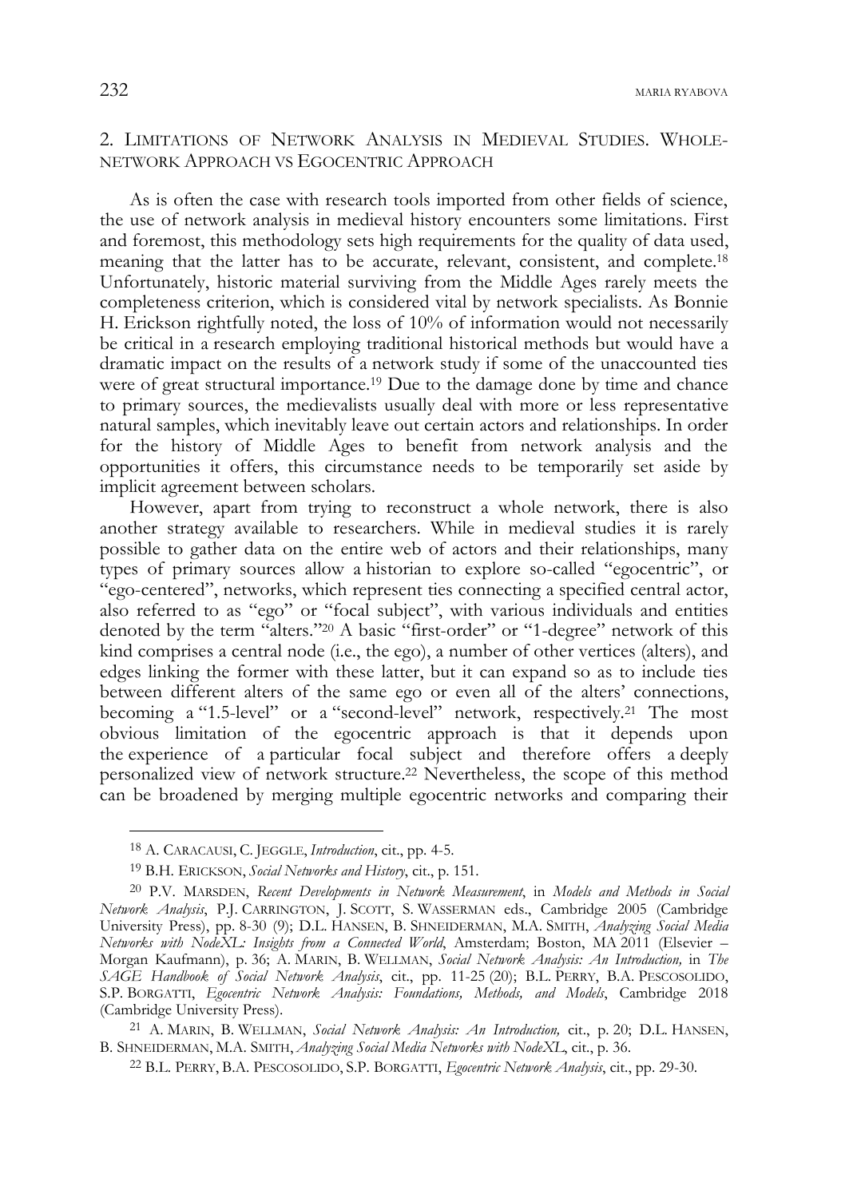## 2. Limitations of Network Analysis in Medieval Studies. Whole-network Approach vs Egocentric Approach

As is often the case with research tools imported from other fields of science, the use of network analysis in medieval history encounters some limitations. First and foremost, this methodology sets high requirements for the quality of data used, meaning that the latter has to be accurate, relevant, consistent, and complete.[18] Unfortunately, historic material surviving from the Middle Ages rarely meets the completeness criterion, which is considered vital by network specialists. As Bonnie H. Erickson rightfully noted, the loss of 10% of information would not necessarily be critical in a research employing traditional historical methods but would have a dramatic impact on the results of a network study if some of the unaccounted ties were of great structural importance.[19] Due to the damage done by time and chance to primary sources, the medievalists usually deal with more or less representative natural samples, which inevitably leave out certain actors and relationships. In order for the history of Middle Ages to benefit from network analysis and the opportunities it offers, this circumstance needs to be temporarily set aside by implicit agreement between scholars.

However, apart from trying to reconstruct a whole network, there is also another strategy available to researchers. While in medieval studies it is rarely possible to gather data on the entire web of actors and their relationships, many types of primary sources allow a historian to explore so-called "egocentric", or "ego-centered", networks, which represent ties connecting a specified central actor, also referred to as "ego" or "focal subject", with various individuals and entities denoted by the term "alters."[20] A basic "first-order" or "1-degree" network of this kind comprises a central node (i.e., the ego), a number of other vertices (alters), and edges linking the former with these latter, but it can expand so as to include ties between different alters of the same ego or even all of the alters' connections, becoming a "1.5-level" or a "second-level" network, respectively.[21] The most obvious limitation of the egocentric approach is that it depends upon the experience of a particular focal subject and therefore offers a deeply personalized view of network structure.[22] Nevertheless, the scope of this method can be broadened by merging multiple egocentric networks and comparing their

---

[18] A. Caracausi, C. Jeggle, *Introduction*, cit., pp. 4-5.

[19] B.H. Erickson, *Social Networks and History*, cit., p. 151.

[20] P.V. Marsden, *Recent Developments in Network Measurement*, in *Models and Methods in Social Network Analysis*, P.J. Carrington, J. Scott, S. Wasserman eds., Cambridge 2005 (Cambridge University Press), pp. 8-30 (9); D.L. Hansen, B. Shneiderman, M.A. Smith, *Analyzing Social Media Networks with NodeXL: Insights from a Connected World*, Amsterdam; Boston, MA 2011 (Elsevier – Morgan Kaufmann), p. 36; A. Marin, B. Wellman, *Social Network Analysis: An Introduction,* in *The SAGE Handbook of Social Network Analysis*, cit., pp. 11-25 (20); B.L. Perry, B.A. Pescosolido, S.P. Borgatti, *Egocentric Network Analysis: Foundations, Methods, and Models*, Cambridge 2018 (Cambridge University Press).

[21] A. Marin, B. Wellman, *Social Network Analysis: An Introduction,* cit., p. 20; D.L. Hansen, B. Shneiderman, M.A. Smith, *Analyzing Social Media Networks with NodeXL*, cit., p. 36.

[22] B.L. Perry, B.A. Pescosolido, S.P. Borgatti, *Egocentric Network Analysis*, cit., pp. 29-30.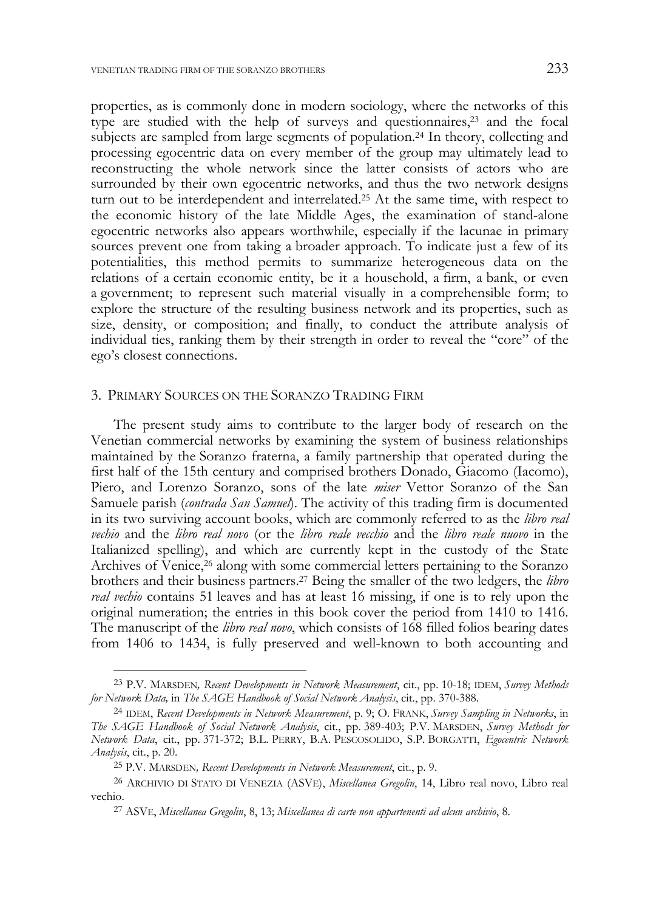properties, as is commonly done in modern sociology, where the networks of this type are studied with the help of surveys and questionnaires,[23] and the focal subjects are sampled from large segments of population.[24] In theory, collecting and processing egocentric data on every member of the group may ultimately lead to reconstructing the whole network since the latter consists of actors who are surrounded by their own egocentric networks, and thus the two network designs turn out to be interdependent and interrelated.[25] At the same time, with respect to the economic history of the late Middle Ages, the examination of stand-alone egocentric networks also appears worthwhile, especially if the lacunae in primary sources prevent one from taking a broader approach. To indicate just a few of its potentialities, this method permits to summarize heterogeneous data on the relations of a certain economic entity, be it a household, a firm, a bank, or even a government; to represent such material visually in a comprehensible form; to explore the structure of the resulting business network and its properties, such as size, density, or composition; and finally, to conduct the attribute analysis of individual ties, ranking them by their strength in order to reveal the "core" of the ego's closest connections.

## 3. Primary Sources on the Soranzo Trading Firm

The present study aims to contribute to the larger body of research on the Venetian commercial networks by examining the system of business relationships maintained by the Soranzo fraterna, a family partnership that operated during the first half of the 15th century and comprised brothers Donado, Giacomo (Iacomo), Piero, and Lorenzo Soranzo, sons of the late *miser* Vettor Soranzo of the San Samuele parish (*contrada San Samuel*). The activity of this trading firm is documented in its two surviving account books, which are commonly referred to as the *libro real vechio* and the *libro real novo* (or the *libro reale vecchio* and the *libro reale nuovo* in the Italianized spelling), and which are currently kept in the custody of the State Archives of Venice,[26] along with some commercial letters pertaining to the Soranzo brothers and their business partners.[27] Being the smaller of the two ledgers, the *libro real vechio* contains 51 leaves and has at least 16 missing, if one is to rely upon the original numeration; the entries in this book cover the period from 1410 to 1416. The manuscript of the *libro real novo*, which consists of 168 filled folios bearing dates from 1406 to 1434, is fully preserved and well-known to both accounting and

---

[23] P.V. Marsden*, Recent Developments in Network Measurement*, cit., pp. 10-18; idem, *Survey Methods for Network Data,* in *The SAGE Handbook of Social Network Analysis*, cit., pp. 370-388.

[24] idem, *Recent Developments in Network Measurement*, p. 9; O. Frank, *Survey Sampling in Networks*, in *The SAGE Handbook of Social Network Analysis*, cit., pp. 389-403; P.V. Marsden, *Survey Methods for Network Data*, cit., pp. 371-372; B.L. Perry, B.A. Pescosolido, S.P. Borgatti, *Egocentric Network Analysis*, cit., p. 20.

[25] P.V. Marsden*, Recent Developments in Network Measurement*, cit., p. 9.

[26] Archivio di Stato di Venezia (ASVe), *Miscellanea Gregolin*, 14, Libro real novo, Libro real vechio.

[27] ASVe, *Miscellanea Gregolin*, 8, 13; *Miscellanea di carte non appartenenti ad alcun archivio*, 8.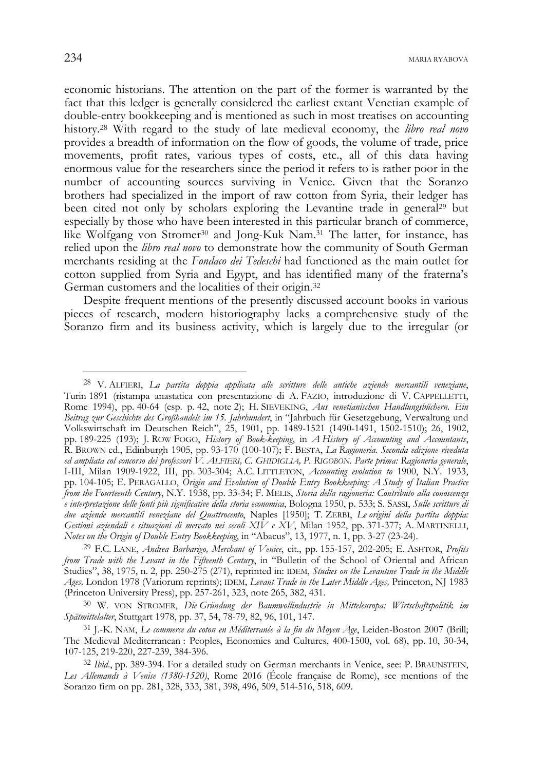economic historians. The attention on the part of the former is warranted by the fact that this ledger is generally considered the earliest extant Venetian example of double-entry bookkeeping and is mentioned as such in most treatises on accounting history.[28] With regard to the study of late medieval economy, the *libro real novo* provides a breadth of information on the flow of goods, the volume of trade, price movements, profit rates, various types of costs, etc., all of this data having enormous value for the researchers since the period it refers to is rather poor in the number of accounting sources surviving in Venice. Given that the Soranzo brothers had specialized in the import of raw cotton from Syria, their ledger has been cited not only by scholars exploring the Levantine trade in general[29] but especially by those who have been interested in this particular branch of commerce, like Wolfgang von Stromer[30] and Jong-Kuk Nam.[31] The latter, for instance, has relied upon the *libro real novo* to demonstrate how the community of South German merchants residing at the *Fondaco dei Tedeschi* had functioned as the main outlet for cotton supplied from Syria and Egypt, and has identified many of the fraterna's German customers and the localities of their origin.[32]

Despite frequent mentions of the presently discussed account books in various pieces of research, modern historiography lacks a comprehensive study of the Soranzo firm and its business activity, which is largely due to the irregular (or

---

[28] V. ALFIERI, *La partita doppia applicata alle scritture delle antiche aziende mercantili veneziane*, Turin 1891 (ristampa anastatica con presentazione di A. FAZIO, introduzione di V. CAPPELLETTI, Rome 1994), pp. 40-64 (esp. p. 42, note 2); H. SIEVEKING, *Aus venetianischen Handlungsbüchern. Ein Beitrag zur Geschichte des Großhandels im 15. Jahrhundert*, in "Jahrbuch für Gesetzgebung, Verwaltung und Volkswirtschaft im Deutschen Reich", 25, 1901, pp. 1489-1521 (1490-1491, 1502-1510); 26, 1902, pp. 189-225 (193); J. ROW FOGO, *History of Book-keeping*, in *A History of Accounting and Accountants*, R. BROWN ed., Edinburgh 1905, pp. 93-170 (100-107); F. BESTA, *La Ragioneria. Seconda edizione riveduta ed ampliata col concorso dei professori V. ALFIERI, C. GHIDIGLIA, P. RIGOBON. Parte prima: Ragioneria generale*, I-III, Milan 1909-1922, III, pp. 303-304; A.C. LITTLETON, *Accounting evolution to* 1900, N.Y. 1933, pp. 104-105; E. PERAGALLO, *Origin and Evolution of Double Entry Bookkeeping: A Study of Italian Practice from the Fourteenth Century*, N.Y. 1938, pp. 33-34; F. MELIS, *Storia della ragioneria: Contributo alla conoscenza e interpretazione delle fonti più significative della storia economica*, Bologna 1950, p. 533; S. SASSI, *Sulle scritture di due aziende mercantili veneziane del Quattrocento*, Naples [1950]; T. ZERBI, *Le origini della partita doppia: Gestioni aziendali e situazioni di mercato nei secoli XIV e XV*, Milan 1952, pp. 371-377; A. MARTINELLI, *Notes on the Origin of Double Entry Bookkeeping*, in "Abacus", 13, 1977, n. 1, pp. 3-27 (23-24).

[29] F.C. LANE, *Andrea Barbarigo, Merchant of Venice*, cit., pp. 155-157, 202-205; E. ASHTOR, *Profits from Trade with the Levant in the Fifteenth Century*, in "Bulletin of the School of Oriental and African Studies", 38, 1975, n. 2, pp. 250-275 (271), reprinted in: IDEM, *Studies on the Levantine Trade in the Middle Ages,* London 1978 (Variorum reprints); IDEM, *Levant Trade in the Later Middle Ages,* Princeton, NJ 1983 (Princeton University Press), pp. 257-261, 323, note 265, 382, 431.

[30] W. VON STROMER, *Die Gründung der Baumwollindustrie in Mitteleuropa: Wirtschaftspolitik im Spätmittelalter*, Stuttgart 1978, pp. 37, 54, 78-79, 82, 96, 101, 147.

[31] J.-K. NAM, *Le commerce du coton en Méditerranée à la fin du Moyen Age*, Leiden-Boston 2007 (Brill; The Medieval Mediterranean : Peoples, Economies and Cultures, 400-1500, vol. 68), pp. 10, 30-34, 107-125, 219-220, 227-239, 384-396.

[32] *Ibid*., pp. 389-394. For a detailed study on German merchants in Venice, see: P. BRAUNSTEIN, *Les Allemands à Venise (1380-1520)*, Rome 2016 (École française de Rome), see mentions of the Soranzo firm on pp. 281, 328, 333, 381, 398, 496, 509, 514-516, 518, 609.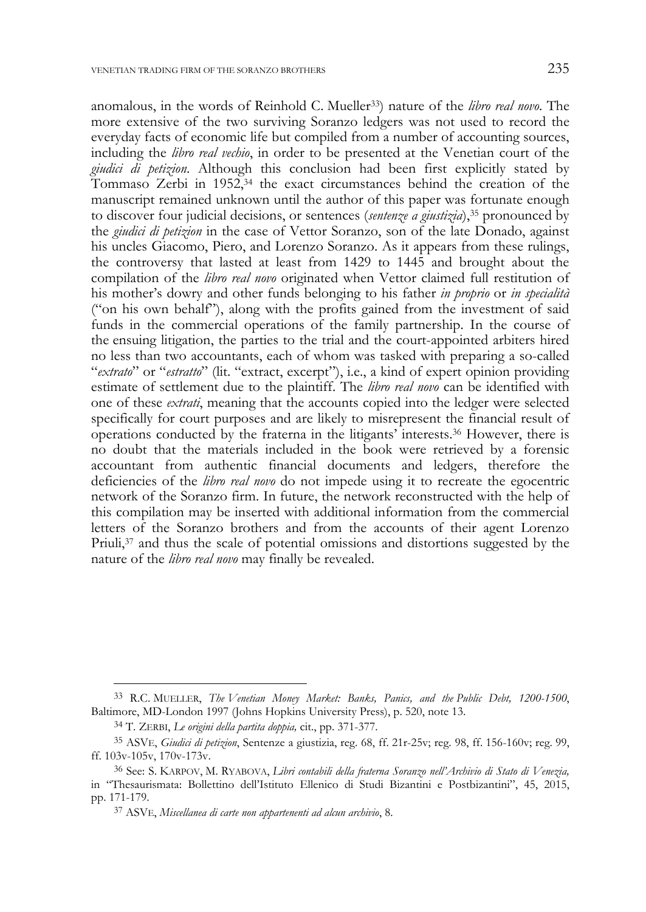anomalous, in the words of Reinhold C. Mueller[33]) nature of the *libro real novo*. The more extensive of the two surviving Soranzo ledgers was not used to record the everyday facts of economic life but compiled from a number of accounting sources, including the *libro real vechio*, in order to be presented at the Venetian court of the *giudici di petizion*. Although this conclusion had been first explicitly stated by Tommaso Zerbi in 1952,[34] the exact circumstances behind the creation of the manuscript remained unknown until the author of this paper was fortunate enough to discover four judicial decisions, or sentences (*sentenze a giustizia*),[35] pronounced by the *giudici di petizion* in the case of Vettor Soranzo, son of the late Donado, against his uncles Giacomo, Piero, and Lorenzo Soranzo. As it appears from these rulings, the controversy that lasted at least from 1429 to 1445 and brought about the compilation of the *libro real novo* originated when Vettor claimed full restitution of his mother's dowry and other funds belonging to his father *in proprio* or *in specialità* ("on his own behalf"), along with the profits gained from the investment of said funds in the commercial operations of the family partnership. In the course of the ensuing litigation, the parties to the trial and the court-appointed arbiters hired no less than two accountants, each of whom was tasked with preparing a so-called "*extrato*" or "*estratto*" (lit. "extract, excerpt"), i.e., a kind of expert opinion providing estimate of settlement due to the plaintiff. The *libro real novo* can be identified with one of these *extrati*, meaning that the accounts copied into the ledger were selected specifically for court purposes and are likely to misrepresent the financial result of operations conducted by the fraterna in the litigants' interests.[36] However, there is no doubt that the materials included in the book were retrieved by a forensic accountant from authentic financial documents and ledgers, therefore the deficiencies of the *libro real novo* do not impede using it to recreate the egocentric network of the Soranzo firm. In future, the network reconstructed with the help of this compilation may be inserted with additional information from the commercial letters of the Soranzo brothers and from the accounts of their agent Lorenzo Priuli,[37] and thus the scale of potential omissions and distortions suggested by the nature of the *libro real novo* may finally be revealed.

---

[33] R.C. MUELLER, *The Venetian Money Market: Banks, Panics, and the Public Debt, 1200-1500*, Baltimore, MD-London 1997 (Johns Hopkins University Press), p. 520, note 13.

[34] T. ZERBI, *Le origini della partita doppia,* cit., pp. 371-377.

[35] ASVE, *Giudici di petizion*, Sentenze a giustizia, reg. 68, ff. 21r-25v; reg. 98, ff. 156-160v; reg. 99, ff. 103v-105v, 170v-173v.

[36] See: S. KARPOV, M. RYABOVA, *Libri contabili della fraterna Soranzo nell'Archivio di Stato di Venezia,* in "Thesaurismata: Bollettino dell'Istituto Ellenico di Studi Bizantini e Postbizantini", 45, 2015, pp. 171-179.

[37] ASVE, *Miscellanea di carte non appartenenti ad alcun archivio*, 8.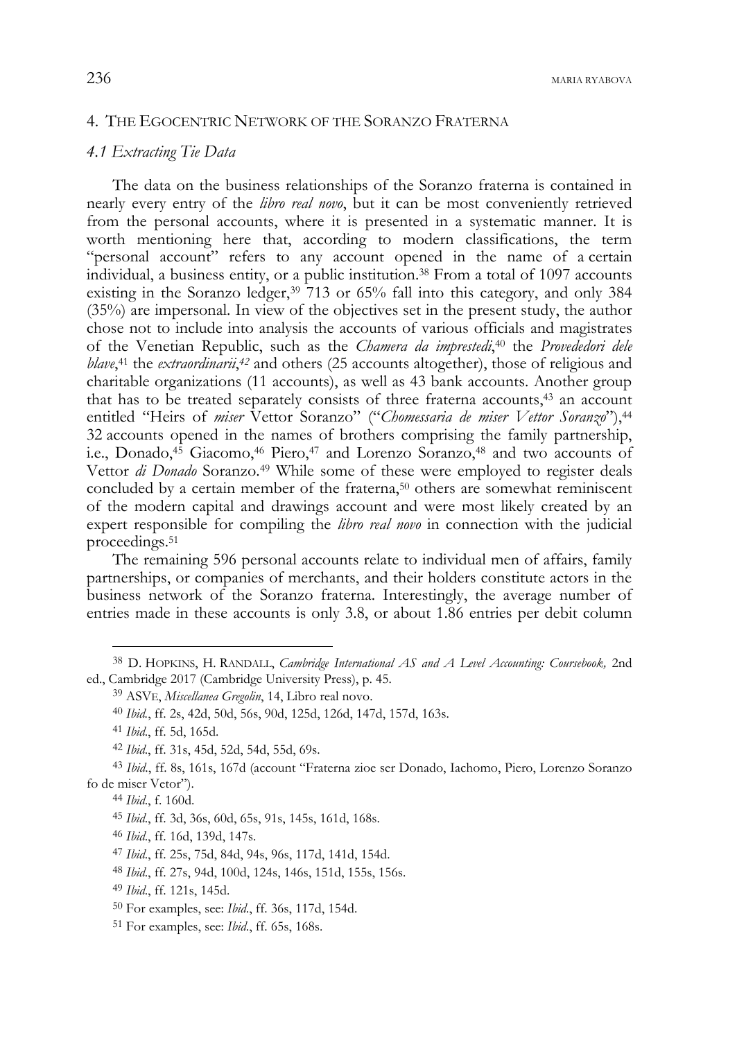## 4. The Egocentric Network of the Soranzo Fraterna

### *4.1 Extracting Tie Data*

The data on the business relationships of the Soranzo fraterna is contained in nearly every entry of the *libro real novo*, but it can be most conveniently retrieved from the personal accounts, where it is presented in a systematic manner. It is worth mentioning here that, according to modern classifications, the term "personal account" refers to any account opened in the name of a certain individual, a business entity, or a public institution.[38] From a total of 1097 accounts existing in the Soranzo ledger,[39] 713 or 65% fall into this category, and only 384 (35%) are impersonal. In view of the objectives set in the present study, the author chose not to include into analysis the accounts of various officials and magistrates of the Venetian Republic, such as the *Chamera da imprestedi*,[40] the *Provededori dele blave*,[41] the *extraordinarii*,[42] and others (25 accounts altogether), those of religious and charitable organizations (11 accounts), as well as 43 bank accounts. Another group that has to be treated separately consists of three fraterna accounts,[43] an account entitled "Heirs of *miser* Vettor Soranzo" ("*Chomessaria de miser Vettor Soranzo*"),[44] 32 accounts opened in the names of brothers comprising the family partnership, i.e., Donado,[45] Giacomo,[46] Piero,[47] and Lorenzo Soranzo,[48] and two accounts of Vettor *di Donado* Soranzo.[49] While some of these were employed to register deals concluded by a certain member of the fraterna,[50] others are somewhat reminiscent of the modern capital and drawings account and were most likely created by an expert responsible for compiling the *libro real novo* in connection with the judicial proceedings.[51]

The remaining 596 personal accounts relate to individual men of affairs, family partnerships, or companies of merchants, and their holders constitute actors in the business network of the Soranzo fraterna. Interestingly, the average number of entries made in these accounts is only 3.8, or about 1.86 entries per debit column

---

[38] D. Hopkins, H. Randall, *Cambridge International AS and A Level Accounting: Coursebook,* 2nd ed., Cambridge 2017 (Cambridge University Press), p. 45.

[39] ASVe, *Miscellanea Gregolin*, 14, Libro real novo.

[40] *Ibid*., ff. 2s, 42d, 50d, 56s, 90d, 125d, 126d, 147d, 157d, 163s.

[41] *Ibid*., ff. 5d, 165d.

[42] *Ibid*., ff. 31s, 45d, 52d, 54d, 55d, 69s.

[43] *Ibid*., ff. 8s, 161s, 167d (account "Fraterna zioe ser Donado, Iachomo, Piero, Lorenzo Soranzo fo de miser Vetor").

[44] *Ibid*., f. 160d.

[45] *Ibid*., ff. 3d, 36s, 60d, 65s, 91s, 145s, 161d, 168s.

[46] *Ibid*., ff. 16d, 139d, 147s.

[47] *Ibid*., ff. 25s, 75d, 84d, 94s, 96s, 117d, 141d, 154d.

[48] *Ibid*., ff. 27s, 94d, 100d, 124s, 146s, 151d, 155s, 156s.

[49] *Ibid*., ff. 121s, 145d.

[50] For examples, see: *Ibid*., ff. 36s, 117d, 154d.

[51] For examples, see: *Ibid*., ff. 65s, 168s.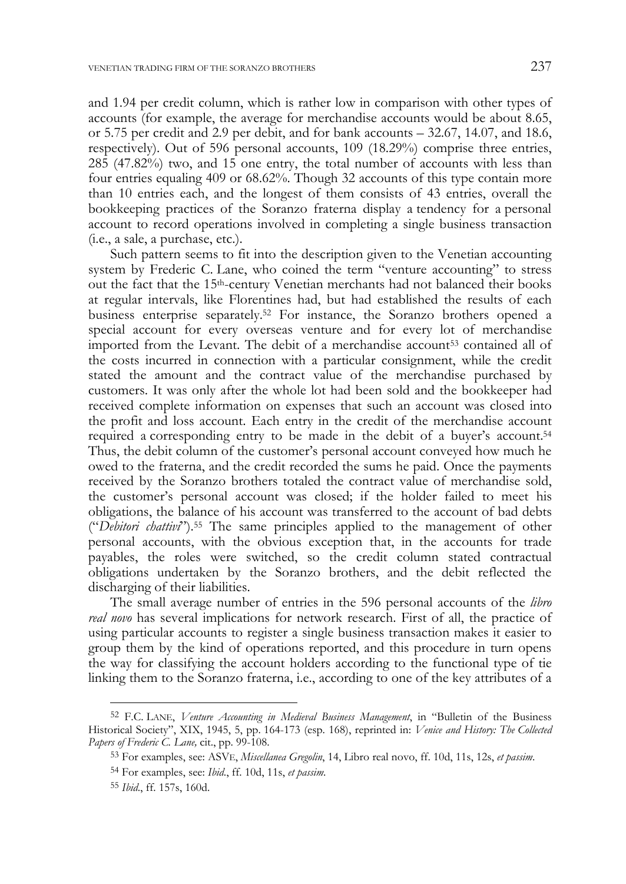and 1.94 per credit column, which is rather low in comparison with other types of accounts (for example, the average for merchandise accounts would be about 8.65, or 5.75 per credit and 2.9 per debit, and for bank accounts – 32.67, 14.07, and 18.6, respectively). Out of 596 personal accounts, 109 (18.29%) comprise three entries, 285 (47.82%) two, and 15 one entry, the total number of accounts with less than four entries equaling 409 or 68.62%. Though 32 accounts of this type contain more than 10 entries each, and the longest of them consists of 43 entries, overall the bookkeeping practices of the Soranzo fraterna display a tendency for a personal account to record operations involved in completing a single business transaction (i.e., a sale, a purchase, etc.).

Such pattern seems to fit into the description given to the Venetian accounting system by Frederic C. Lane, who coined the term "venture accounting" to stress out the fact that the 15th-century Venetian merchants had not balanced their books at regular intervals, like Florentines had, but had established the results of each business enterprise separately.[52] For instance, the Soranzo brothers opened a special account for every overseas venture and for every lot of merchandise imported from the Levant. The debit of a merchandise account[53] contained all of the costs incurred in connection with a particular consignment, while the credit stated the amount and the contract value of the merchandise purchased by customers. It was only after the whole lot had been sold and the bookkeeper had received complete information on expenses that such an account was closed into the profit and loss account. Each entry in the credit of the merchandise account required a corresponding entry to be made in the debit of a buyer's account.[54] Thus, the debit column of the customer's personal account conveyed how much he owed to the fraterna, and the credit recorded the sums he paid. Once the payments received by the Soranzo brothers totaled the contract value of merchandise sold, the customer's personal account was closed; if the holder failed to meet his obligations, the balance of his account was transferred to the account of bad debts ("*Debitori chattivi*").[55] The same principles applied to the management of other personal accounts, with the obvious exception that, in the accounts for trade payables, the roles were switched, so the credit column stated contractual obligations undertaken by the Soranzo brothers, and the debit reflected the discharging of their liabilities.

The small average number of entries in the 596 personal accounts of the *libro real novo* has several implications for network research. First of all, the practice of using particular accounts to register a single business transaction makes it easier to group them by the kind of operations reported, and this procedure in turn opens the way for classifying the account holders according to the functional type of tie linking them to the Soranzo fraterna, i.e., according to one of the key attributes of a

---

[52] F.C. LANE, *Venture Accounting in Medieval Business Management*, in "Bulletin of the Business Historical Society", XIX, 1945, 5, pp. 164-173 (esp. 168), reprinted in: *Venice and History: The Collected Papers of Frederic C. Lane,* cit., pp. 99-108.

[53] For examples, see: ASVE, *Miscellanea Gregolin*, 14, Libro real novo, ff. 10d, 11s, 12s, *et passim*.

[54] For examples, see: *Ibid.*, ff. 10d, 11s, *et passim*.

[55] *Ibid.*, ff. 157s, 160d.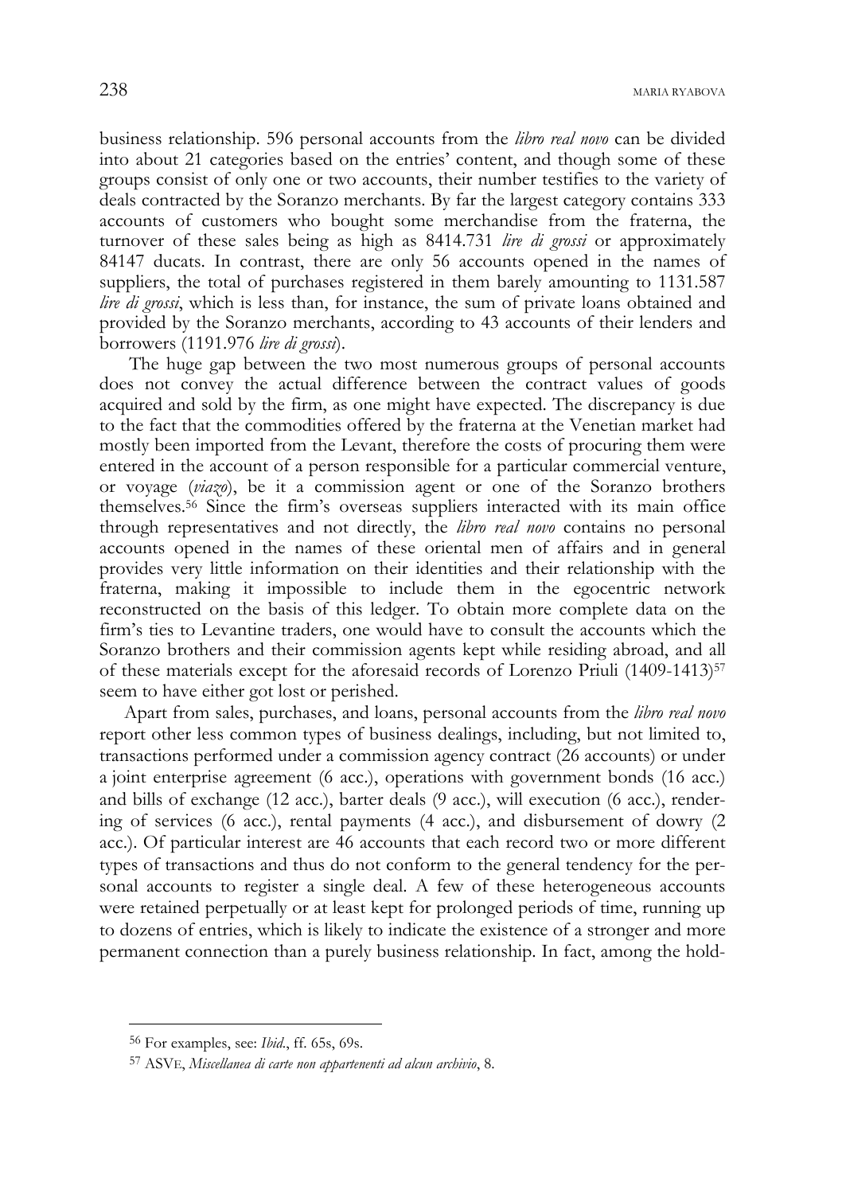business relationship. 596 personal accounts from the *libro real novo* can be divided into about 21 categories based on the entries' content, and though some of these groups consist of only one or two accounts, their number testifies to the variety of deals contracted by the Soranzo merchants. By far the largest category contains 333 accounts of customers who bought some merchandise from the fraterna, the turnover of these sales being as high as 8414.731 *lire di grossi* or approximately 84147 ducats. In contrast, there are only 56 accounts opened in the names of suppliers, the total of purchases registered in them barely amounting to 1131.587 *lire di grossi*, which is less than, for instance, the sum of private loans obtained and provided by the Soranzo merchants, according to 43 accounts of their lenders and borrowers (1191.976 *lire di grossi*).

The huge gap between the two most numerous groups of personal accounts does not convey the actual difference between the contract values of goods acquired and sold by the firm, as one might have expected. The discrepancy is due to the fact that the commodities offered by the fraterna at the Venetian market had mostly been imported from the Levant, therefore the costs of procuring them were entered in the account of a person responsible for a particular commercial venture, or voyage (*viazo*), be it a commission agent or one of the Soranzo brothers themselves.[56] Since the firm's overseas suppliers interacted with its main office through representatives and not directly, the *libro real novo* contains no personal accounts opened in the names of these oriental men of affairs and in general provides very little information on their identities and their relationship with the fraterna, making it impossible to include them in the egocentric network reconstructed on the basis of this ledger. To obtain more complete data on the firm's ties to Levantine traders, one would have to consult the accounts which the Soranzo brothers and their commission agents kept while residing abroad, and all of these materials except for the aforesaid records of Lorenzo Priuli (1409-1413)[57] seem to have either got lost or perished.

Apart from sales, purchases, and loans, personal accounts from the *libro real novo* report other less common types of business dealings, including, but not limited to, transactions performed under a commission agency contract (26 accounts) or under a joint enterprise agreement (6 acc.), operations with government bonds (16 acc.) and bills of exchange (12 acc.), barter deals (9 acc.), will execution (6 acc.), rendering of services (6 acc.), rental payments (4 acc.), and disbursement of dowry (2 acc.). Of particular interest are 46 accounts that each record two or more different types of transactions and thus do not conform to the general tendency for the personal accounts to register a single deal. A few of these heterogeneous accounts were retained perpetually or at least kept for prolonged periods of time, running up to dozens of entries, which is likely to indicate the existence of a stronger and more permanent connection than a purely business relationship. In fact, among the hold-

---

[56] For examples, see: *Ibid.*, ff. 65s, 69s.

[57] ASVE, *Miscellanea di carte non appartenenti ad alcun archivio*, 8.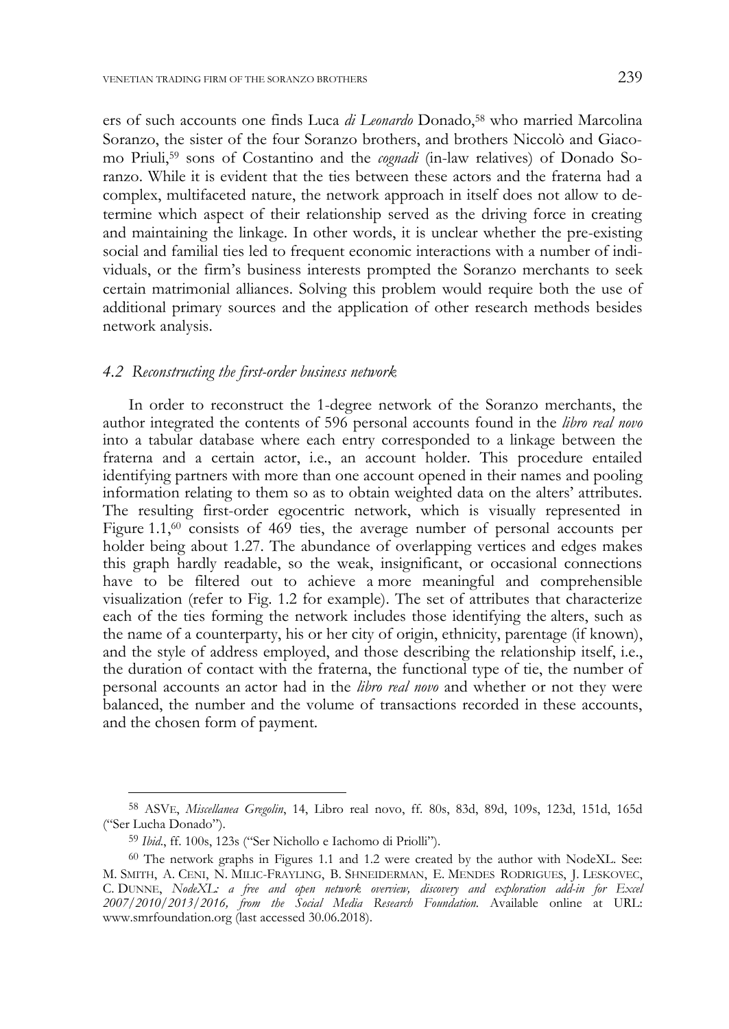ers of such accounts one finds Luca *di Leonardo* Donado,[58] who married Marcolina Soranzo, the sister of the four Soranzo brothers, and brothers Niccolò and Giacomo Priuli,[59] sons of Costantino and the *cognadi* (in-law relatives) of Donado Soranzo. While it is evident that the ties between these actors and the fraterna had a complex, multifaceted nature, the network approach in itself does not allow to determine which aspect of their relationship served as the driving force in creating and maintaining the linkage. In other words, it is unclear whether the pre-existing social and familial ties led to frequent economic interactions with a number of individuals, or the firm's business interests prompted the Soranzo merchants to seek certain matrimonial alliances. Solving this problem would require both the use of additional primary sources and the application of other research methods besides network analysis.

### *4.2 Reconstructing the first-order business network*

In order to reconstruct the 1-degree network of the Soranzo merchants, the author integrated the contents of 596 personal accounts found in the *libro real novo* into a tabular database where each entry corresponded to a linkage between the fraterna and a certain actor, i.e., an account holder. This procedure entailed identifying partners with more than one account opened in their names and pooling information relating to them so as to obtain weighted data on the alters' attributes. The resulting first-order egocentric network, which is visually represented in Figure 1.1,[60] consists of 469 ties, the average number of personal accounts per holder being about 1.27. The abundance of overlapping vertices and edges makes this graph hardly readable, so the weak, insignificant, or occasional connections have to be filtered out to achieve a more meaningful and comprehensible visualization (refer to Fig. 1.2 for example). The set of attributes that characterize each of the ties forming the network includes those identifying the alters, such as the name of a counterparty, his or her city of origin, ethnicity, parentage (if known), and the style of address employed, and those describing the relationship itself, i.e., the duration of contact with the fraterna, the functional type of tie, the number of personal accounts an actor had in the *libro real novo* and whether or not they were balanced, the number and the volume of transactions recorded in these accounts, and the chosen form of payment.

---

[58] ASVE, *Miscellanea Gregolin*, 14, Libro real novo, ff. 80s, 83d, 89d, 109s, 123d, 151d, 165d ("Ser Lucha Donado").

[59] *Ibid*., ff. 100s, 123s ("Ser Nichollo e Iachomo di Priolli").

[60] The network graphs in Figures 1.1 and 1.2 were created by the author with NodeXL. See: M. SMITH, A. CENI, N. MILIC-FRAYLING, B. SHNEIDERMAN, E. MENDES RODRIGUES, J. LESKOVEC, C. DUNNE, *NodeXL: a free and open network overview, discovery and exploration add-in for Excel 2007/2010/2013/2016, from the Social Media Research Foundation*. Available online at URL: www.smrfoundation.org (last accessed 30.06.2018).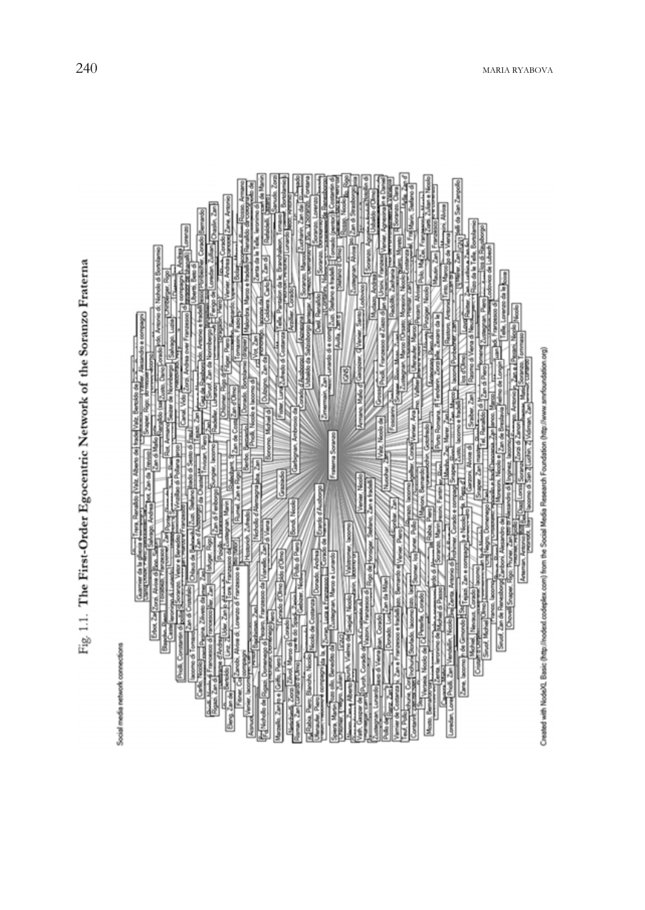Fig. 1.1. The First-Order Egocentric Network of the Soranzo Fraterna

Social media network connections

Created with NodeXL Basic (http://nodexl.codeplex.com) from the Social Media Research Foundation (http://www.smrfoundation.org)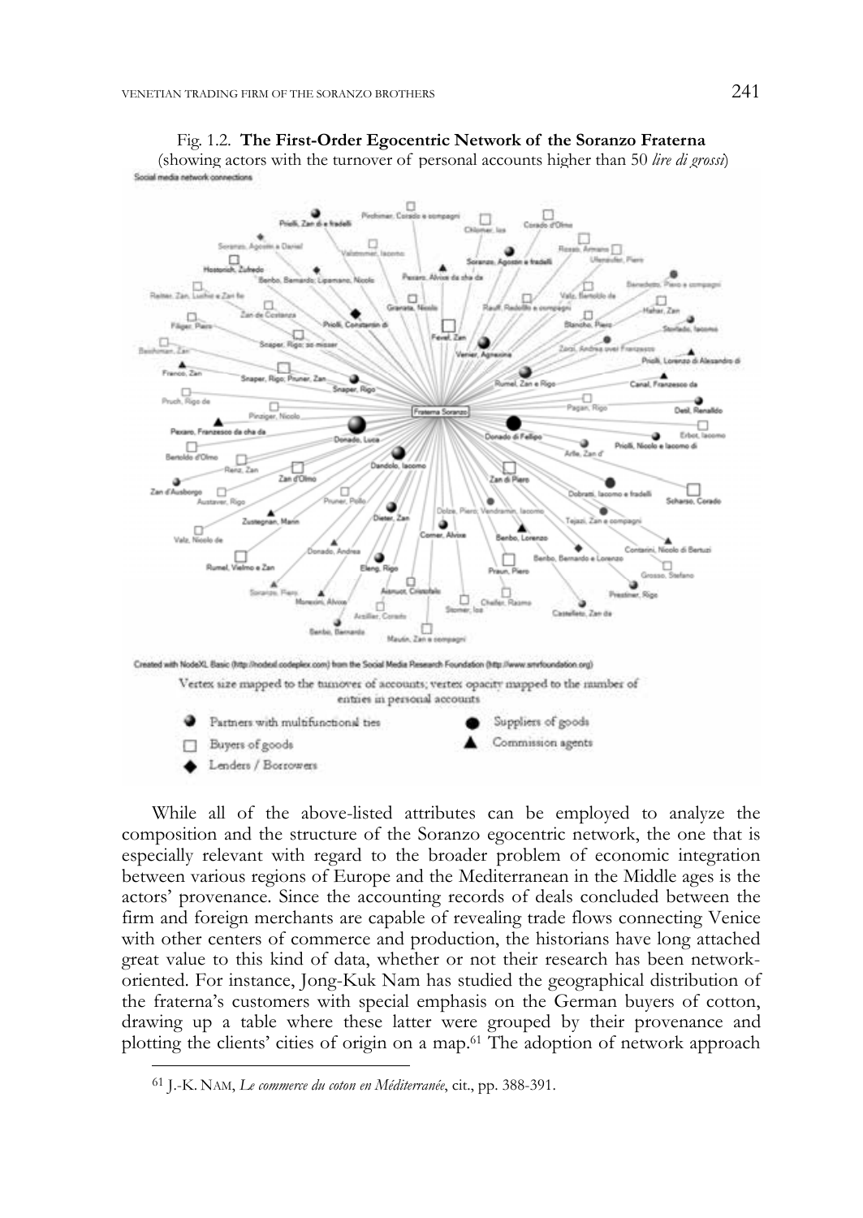Fig. 1.2. **The First-Order Egocentric Network of the Soranzo Fraterna**
(showing actors with the turnover of personal accounts higher than 50 *lire di grossi*)

Created with NodeXL Basic (http://nodexl.codeplex.com) from the Social Media Research Foundation (http://www.smrfoundation.org)

Vertex size mapped to the turnover of accounts; vertex opacity mapped to the number of entries in personal accounts

- Partners with multifunctional ties
- Suppliers of goods
- Buyers of goods
- Commission agents
- Lenders / Borrowers

While all of the above-listed attributes can be employed to analyze the composition and the structure of the Soranzo egocentric network, the one that is especially relevant with regard to the broader problem of economic integration between various regions of Europe and the Mediterranean in the Middle ages is the actors' provenance. Since the accounting records of deals concluded between the firm and foreign merchants are capable of revealing trade flows connecting Venice with other centers of commerce and production, the historians have long attached great value to this kind of data, whether or not their research has been network-oriented. For instance, Jong-Kuk Nam has studied the geographical distribution of the fraterna's customers with special emphasis on the German buyers of cotton, drawing up a table where these latter were grouped by their provenance and plotting the clients' cities of origin on a map.[61] The adoption of network approach

[61] J.-K. NAM, *Le commerce du coton en Méditerranée*, cit., pp. 388-391.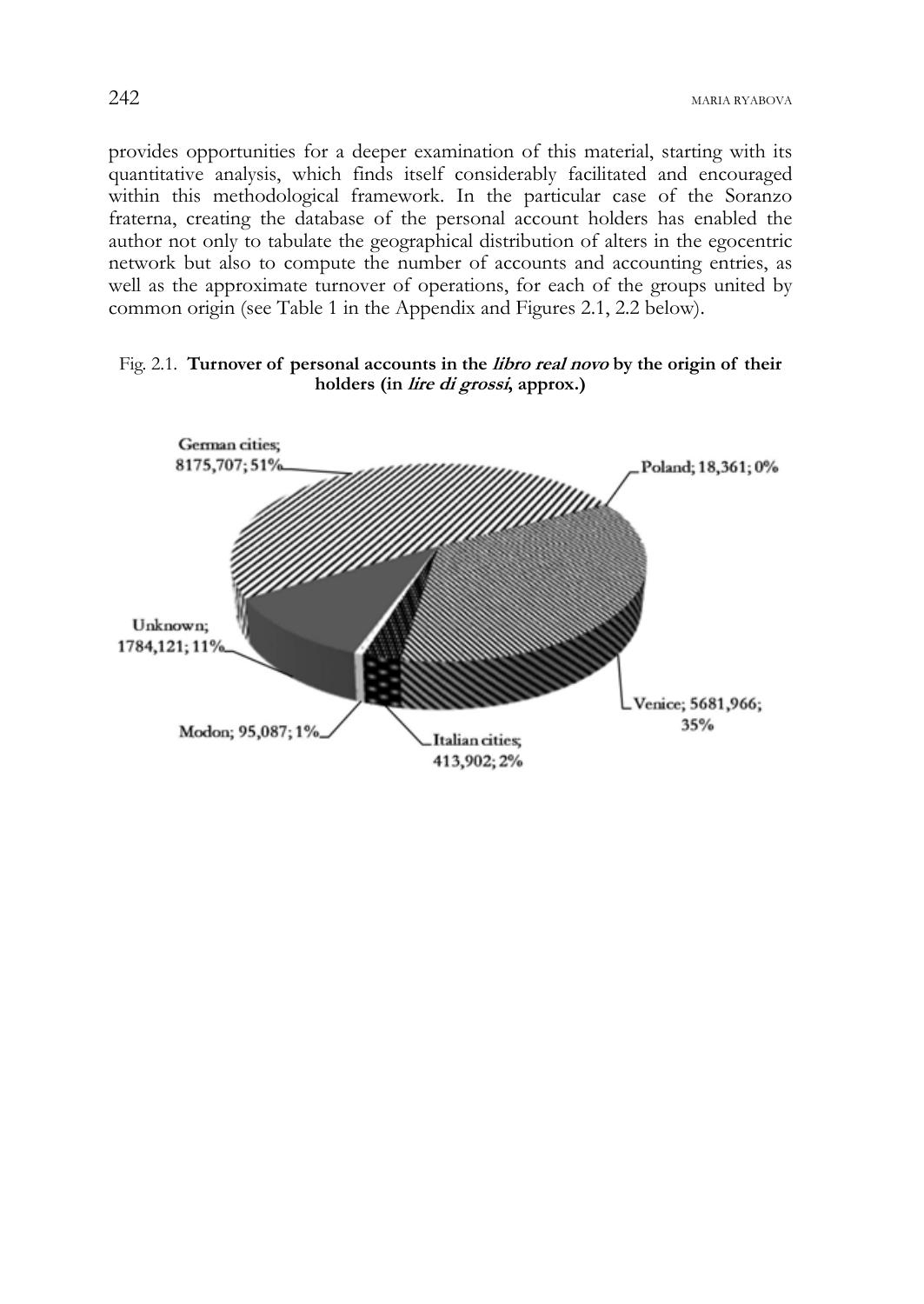provides opportunities for a deeper examination of this material, starting with its quantitative analysis, which finds itself considerably facilitated and encouraged within this methodological framework. In the particular case of the Soranzo fraterna, creating the database of the personal account holders has enabled the author not only to tabulate the geographical distribution of alters in the egocentric network but also to compute the number of accounts and accounting entries, as well as the approximate turnover of operations, for each of the groups united by common origin (see Table 1 in the Appendix and Figures 2.1, 2.2 below).

Fig. 2.1. **Turnover of personal accounts in the *libro real novo* by the origin of their holders (in *lire di grossi*, approx.)**

German cities; 8175,707; 51%

Poland; 18,361; 0%

Unknown; 1784,121; 11%

Venice; 5681,966; 35%

Modon; 95,087; 1%

Italian cities; 413,902; 2%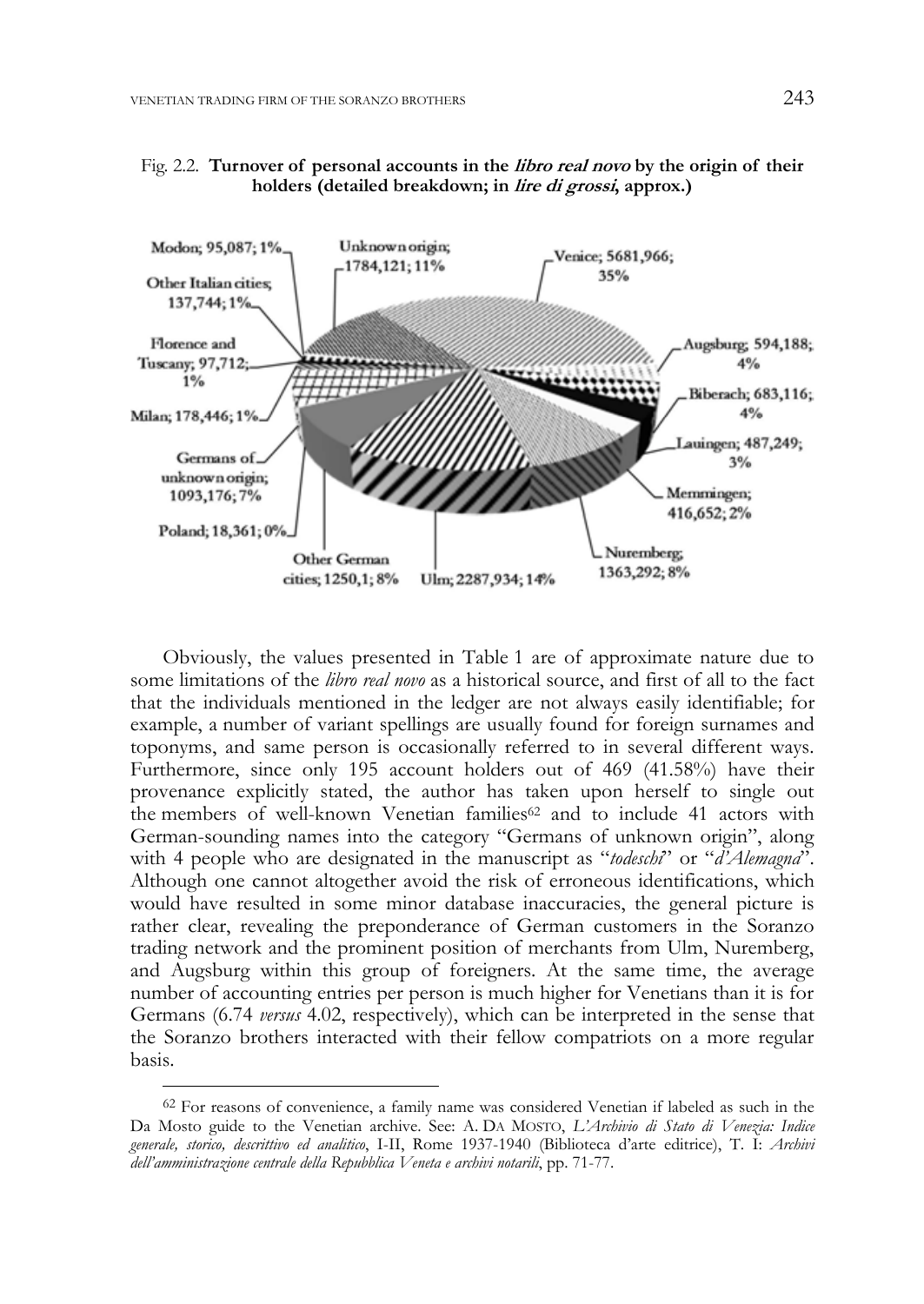Fig. 2.2. **Turnover of personal accounts in the *libro real novo* by the origin of their holders (detailed breakdown; in *lire di grossi*, approx.)**

Modon; 95,087; 1%
Unknown origin; 1784,121; 11%
Venice; 5681,966; 35%
Other Italian cities; 137,744; 1%
Augsburg; 594,188; 4%
Florence and Tuscany; 97,712; 1%
Biberach; 683,116; 4%
Milan; 178,446; 1%
Lauingen; 487,249; 3%
Germans of unknown origin; 1093,176; 7%
Memmingen; 416,652; 2%
Poland; 18,361; 0%
Other German cities; 1250,1; 8%
Ulm; 2287,934; 14%
Nuremberg; 1363,292; 8%

Obviously, the values presented in Table 1 are of approximate nature due to some limitations of the *libro real novo* as a historical source, and first of all to the fact that the individuals mentioned in the ledger are not always easily identifiable; for example, a number of variant spellings are usually found for foreign surnames and toponyms, and same person is occasionally referred to in several different ways. Furthermore, since only 195 account holders out of 469 (41.58%) have their provenance explicitly stated, the author has taken upon herself to single out the members of well-known Venetian families[62] and to include 41 actors with German-sounding names into the category "Germans of unknown origin", along with 4 people who are designated in the manuscript as "*todeschi*" or "*d'Alemagna*". Although one cannot altogether avoid the risk of erroneous identifications, which would have resulted in some minor database inaccuracies, the general picture is rather clear, revealing the preponderance of German customers in the Soranzo trading network and the prominent position of merchants from Ulm, Nuremberg, and Augsburg within this group of foreigners. At the same time, the average number of accounting entries per person is much higher for Venetians than it is for Germans (6.74 *versus* 4.02, respectively), which can be interpreted in the sense that the Soranzo brothers interacted with their fellow compatriots on a more regular basis.

[62] For reasons of convenience, a family name was considered Venetian if labeled as such in the Da Mosto guide to the Venetian archive. See: A. DA MOSTO, *L'Archivio di Stato di Venezia: Indice generale, storico, descrittivo ed analitico*, I-II, Rome 1937-1940 (Biblioteca d'arte editrice), T. I: *Archivi dell'amministrazione centrale della Repubblica Veneta e archivi notarili*, pp. 71-77.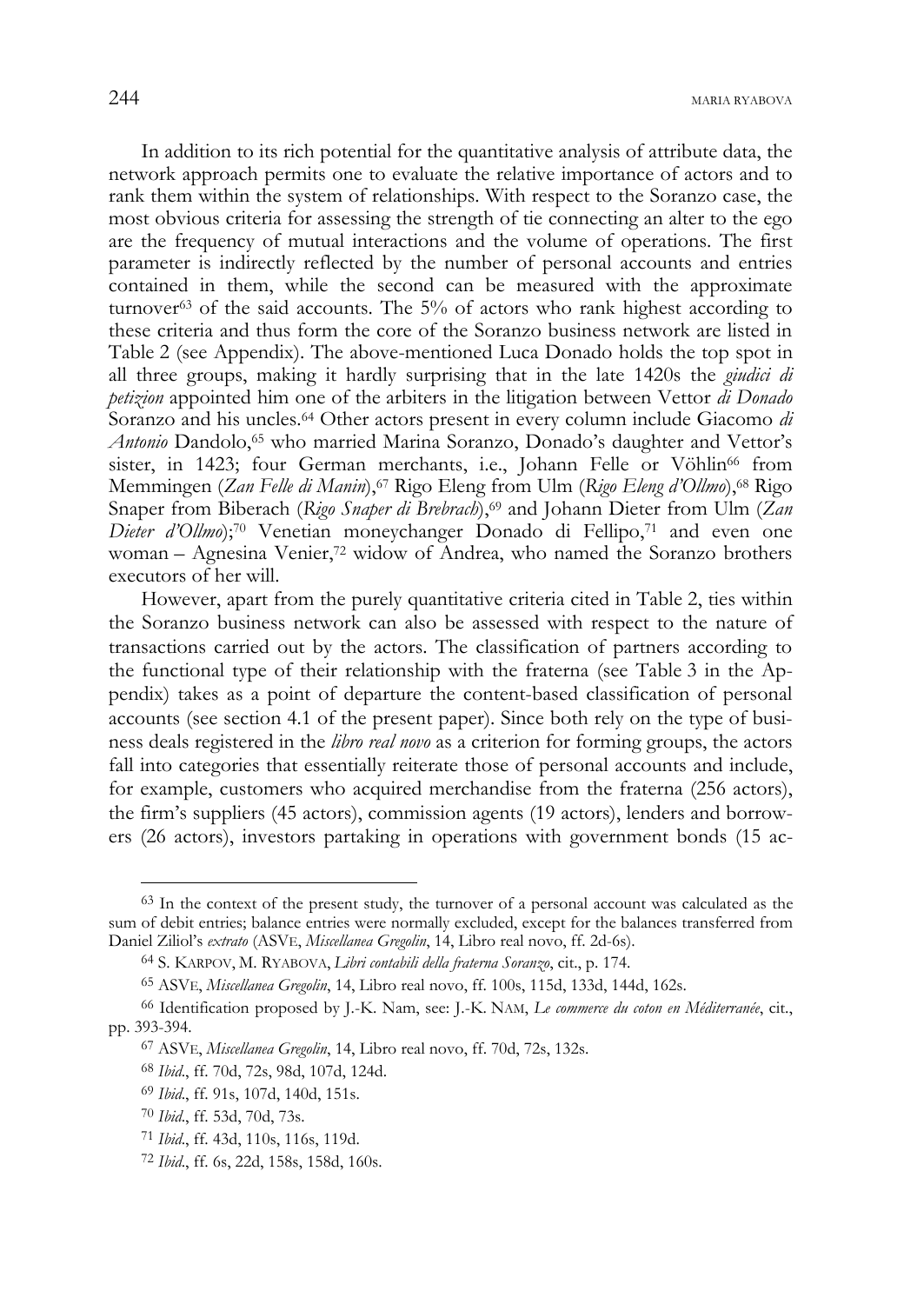In addition to its rich potential for the quantitative analysis of attribute data, the network approach permits one to evaluate the relative importance of actors and to rank them within the system of relationships. With respect to the Soranzo case, the most obvious criteria for assessing the strength of tie connecting an alter to the ego are the frequency of mutual interactions and the volume of operations. The first parameter is indirectly reflected by the number of personal accounts and entries contained in them, while the second can be measured with the approximate turnover[63] of the said accounts. The 5% of actors who rank highest according to these criteria and thus form the core of the Soranzo business network are listed in Table 2 (see Appendix). The above-mentioned Luca Donado holds the top spot in all three groups, making it hardly surprising that in the late 1420s the *giudici di petizion* appointed him one of the arbiters in the litigation between Vettor *di Donado* Soranzo and his uncles.[64] Other actors present in every column include Giacomo *di Antonio* Dandolo,[65] who married Marina Soranzo, Donado's daughter and Vettor's sister, in 1423; four German merchants, i.e., Johann Felle or Vöhlin[66] from Memmingen (*Zan Felle di Manin*),[67] Rigo Eleng from Ulm (*Rigo Eleng d'Ollmo*),[68] Rigo Snaper from Biberach (*Rigo Snaper di Brebrach*),[69] and Johann Dieter from Ulm (*Zan Dieter d'Ollmo*);[70] Venetian moneychanger Donado di Fellipo,[71] and even one woman – Agnesina Venier,[72] widow of Andrea, who named the Soranzo brothers executors of her will.

However, apart from the purely quantitative criteria cited in Table 2, ties within the Soranzo business network can also be assessed with respect to the nature of transactions carried out by the actors. The classification of partners according to the functional type of their relationship with the fraterna (see Table 3 in the Appendix) takes as a point of departure the content-based classification of personal accounts (see section 4.1 of the present paper). Since both rely on the type of business deals registered in the *libro real novo* as a criterion for forming groups, the actors fall into categories that essentially reiterate those of personal accounts and include, for example, customers who acquired merchandise from the fraterna (256 actors), the firm's suppliers (45 actors), commission agents (19 actors), lenders and borrowers (26 actors), investors partaking in operations with government bonds (15 ac-

---

[63] In the context of the present study, the turnover of a personal account was calculated as the sum of debit entries; balance entries were normally excluded, except for the balances transferred from Daniel Ziliol's *extrato* (ASVE, *Miscellanea Gregolin*, 14, Libro real novo, ff. 2d-6s).

[64] S. KARPOV, M. RYABOVA, *Libri contabili della fraterna Soranzo*, cit., p. 174.

[65] ASVE, *Miscellanea Gregolin*, 14, Libro real novo, ff. 100s, 115d, 133d, 144d, 162s.

[66] Identification proposed by J.-K. Nam, see: J.-K. NAM, *Le commerce du coton en Méditerranée*, cit., pp. 393-394.

[67] ASVE, *Miscellanea Gregolin*, 14, Libro real novo, ff. 70d, 72s, 132s.

[68] *Ibid*., ff. 70d, 72s, 98d, 107d, 124d.

[69] *Ibid*., ff. 91s, 107d, 140d, 151s.

[70] *Ibid*., ff. 53d, 70d, 73s.

[71] *Ibid*., ff. 43d, 110s, 116s, 119d.

[72] *Ibid*., ff. 6s, 22d, 158s, 158d, 160s.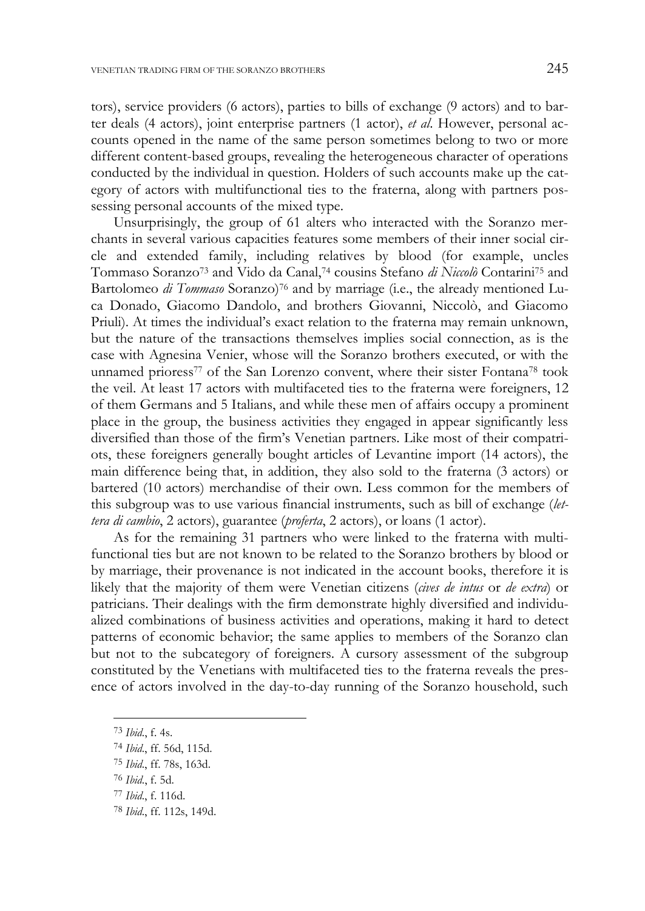tors), service providers (6 actors), parties to bills of exchange (9 actors) and to barter deals (4 actors), joint enterprise partners (1 actor), *et al.* However, personal accounts opened in the name of the same person sometimes belong to two or more different content-based groups, revealing the heterogeneous character of operations conducted by the individual in question. Holders of such accounts make up the category of actors with multifunctional ties to the fraterna, along with partners possessing personal accounts of the mixed type.

Unsurprisingly, the group of 61 alters who interacted with the Soranzo merchants in several various capacities features some members of their inner social circle and extended family, including relatives by blood (for example, uncles Tommaso Soranzo[73] and Vido da Canal,[74] cousins Stefano *di Niccolò* Contarini[75] and Bartolomeo *di Tommaso* Soranzo)[76] and by marriage (i.e., the already mentioned Luca Donado, Giacomo Dandolo, and brothers Giovanni, Niccolò, and Giacomo Priuli). At times the individual's exact relation to the fraterna may remain unknown, but the nature of the transactions themselves implies social connection, as is the case with Agnesina Venier, whose will the Soranzo brothers executed, or with the unnamed prioress[77] of the San Lorenzo convent, where their sister Fontana[78] took the veil. At least 17 actors with multifaceted ties to the fraterna were foreigners, 12 of them Germans and 5 Italians, and while these men of affairs occupy a prominent place in the group, the business activities they engaged in appear significantly less diversified than those of the firm's Venetian partners. Like most of their compatriots, these foreigners generally bought articles of Levantine import (14 actors), the main difference being that, in addition, they also sold to the fraterna (3 actors) or bartered (10 actors) merchandise of their own. Less common for the members of this subgroup was to use various financial instruments, such as bill of exchange (*lettera di cambio*, 2 actors), guarantee (*proferta*, 2 actors), or loans (1 actor).

As for the remaining 31 partners who were linked to the fraterna with multifunctional ties but are not known to be related to the Soranzo brothers by blood or by marriage, their provenance is not indicated in the account books, therefore it is likely that the majority of them were Venetian citizens (*cives de intus* or *de extra*) or patricians. Their dealings with the firm demonstrate highly diversified and individualized combinations of business activities and operations, making it hard to detect patterns of economic behavior; the same applies to members of the Soranzo clan but not to the subcategory of foreigners. A cursory assessment of the subgroup constituted by the Venetians with multifaceted ties to the fraterna reveals the presence of actors involved in the day-to-day running of the Soranzo household, such

---

[73] *Ibid.*, f. 4s.

[74] *Ibid.*, ff. 56d, 115d.

[75] *Ibid.*, ff. 78s, 163d.

[76] *Ibid.*, f. 5d.

[77] *Ibid.*, f. 116d.

[78] *Ibid.*, ff. 112s, 149d.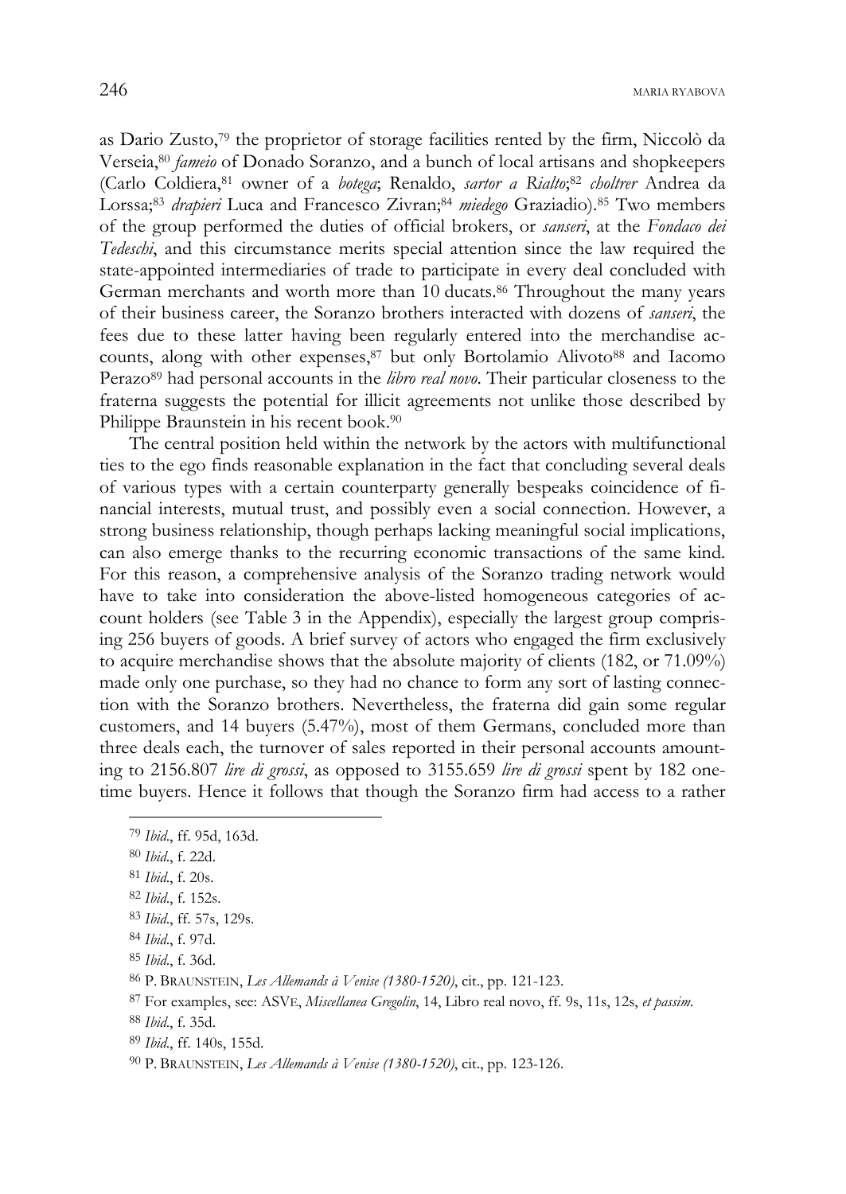as Dario Zusto,[79] the proprietor of storage facilities rented by the firm, Niccolò da Verseia,[80] *fameio* of Donado Soranzo, and a bunch of local artisans and shopkeepers (Carlo Coldiera,[81] owner of a *botega*; Renaldo, *sartor a Rialto*;[82] *choltrer* Andrea da Lorssa;[83] *drapieri* Luca and Francesco Zivran;[84] *miedego* Graziadio).[85] Two members of the group performed the duties of official brokers, or *sanseri*, at the *Fondaco dei Tedeschi*, and this circumstance merits special attention since the law required the state-appointed intermediaries of trade to participate in every deal concluded with German merchants and worth more than 10 ducats.[86] Throughout the many years of their business career, the Soranzo brothers interacted with dozens of *sanseri*, the fees due to these latter having been regularly entered into the merchandise accounts, along with other expenses,[87] but only Bortolamio Alivoto[88] and Iacomo Perazo[89] had personal accounts in the *libro real novo*. Their particular closeness to the fraterna suggests the potential for illicit agreements not unlike those described by Philippe Braunstein in his recent book.[90]

The central position held within the network by the actors with multifunctional ties to the ego finds reasonable explanation in the fact that concluding several deals of various types with a certain counterparty generally bespeaks coincidence of financial interests, mutual trust, and possibly even a social connection. However, a strong business relationship, though perhaps lacking meaningful social implications, can also emerge thanks to the recurring economic transactions of the same kind. For this reason, a comprehensive analysis of the Soranzo trading network would have to take into consideration the above-listed homogeneous categories of account holders (see Table 3 in the Appendix), especially the largest group comprising 256 buyers of goods. A brief survey of actors who engaged the firm exclusively to acquire merchandise shows that the absolute majority of clients (182, or 71.09%) made only one purchase, so they had no chance to form any sort of lasting connection with the Soranzo brothers. Nevertheless, the fraterna did gain some regular customers, and 14 buyers (5.47%), most of them Germans, concluded more than three deals each, the turnover of sales reported in their personal accounts amounting to 2156.807 *lire di grossi*, as opposed to 3155.659 *lire di grossi* spent by 182 one-time buyers. Hence it follows that though the Soranzo firm had access to a rather

---

[79] *Ibid*., ff. 95d, 163d.

[80] *Ibid*., f. 22d.

[81] *Ibid*., f. 20s.

[82] *Ibid*., f. 152s.

[83] *Ibid*., ff. 57s, 129s.

[84] *Ibid*., f. 97d.

[85] *Ibid*., f. 36d.

[86] P. BRAUNSTEIN, *Les Allemands à Venise (1380-1520)*, cit., pp. 121-123.

[87] For examples, see: ASVE, *Miscellanea Gregolin*, 14, Libro real novo, ff. 9s, 11s, 12s, *et passim*.

[88] *Ibid*., f. 35d.

[89] *Ibid*., ff. 140s, 155d.

[90] P. BRAUNSTEIN, *Les Allemands à Venise (1380-1520)*, cit., pp. 123-126.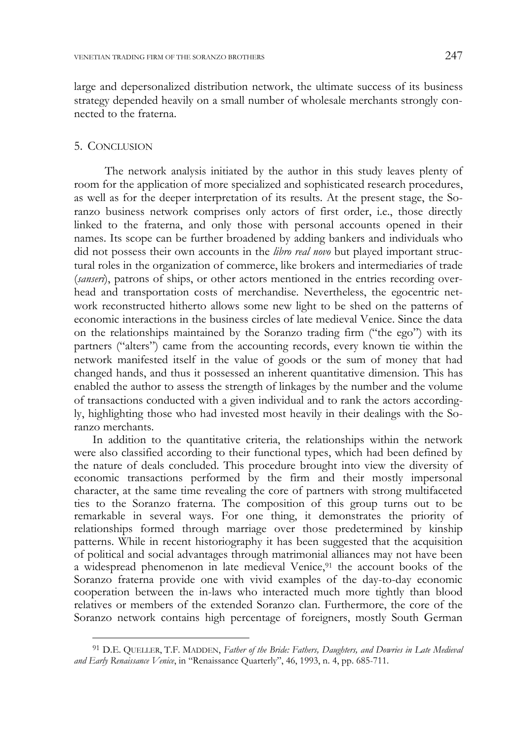large and depersonalized distribution network, the ultimate success of its business strategy depended heavily on a small number of wholesale merchants strongly connected to the fraterna.

## 5. Conclusion

The network analysis initiated by the author in this study leaves plenty of room for the application of more specialized and sophisticated research procedures, as well as for the deeper interpretation of its results. At the present stage, the Soranzo business network comprises only actors of first order, i.e., those directly linked to the fraterna, and only those with personal accounts opened in their names. Its scope can be further broadened by adding bankers and individuals who did not possess their own accounts in the *libro real novo* but played important structural roles in the organization of commerce, like brokers and intermediaries of trade (*sanseri*), patrons of ships, or other actors mentioned in the entries recording overhead and transportation costs of merchandise. Nevertheless, the egocentric network reconstructed hitherto allows some new light to be shed on the patterns of economic interactions in the business circles of late medieval Venice. Since the data on the relationships maintained by the Soranzo trading firm ("the ego") with its partners ("alters") came from the accounting records, every known tie within the network manifested itself in the value of goods or the sum of money that had changed hands, and thus it possessed an inherent quantitative dimension. This has enabled the author to assess the strength of linkages by the number and the volume of transactions conducted with a given individual and to rank the actors accordingly, highlighting those who had invested most heavily in their dealings with the Soranzo merchants.

In addition to the quantitative criteria, the relationships within the network were also classified according to their functional types, which had been defined by the nature of deals concluded. This procedure brought into view the diversity of economic transactions performed by the firm and their mostly impersonal character, at the same time revealing the core of partners with strong multifaceted ties to the Soranzo fraterna. The composition of this group turns out to be remarkable in several ways. For one thing, it demonstrates the priority of relationships formed through marriage over those predetermined by kinship patterns. While in recent historiography it has been suggested that the acquisition of political and social advantages through matrimonial alliances may not have been a widespread phenomenon in late medieval Venice,[91] the account books of the Soranzo fraterna provide one with vivid examples of the day-to-day economic cooperation between the in-laws who interacted much more tightly than blood relatives or members of the extended Soranzo clan. Furthermore, the core of the Soranzo network contains high percentage of foreigners, mostly South German

---

[91] D.E. Queller, T.F. Madden, *Father of the Bride: Fathers, Daughters, and Dowries in Late Medieval and Early Renaissance Venice*, in "Renaissance Quarterly", 46, 1993, n. 4, pp. 685-711.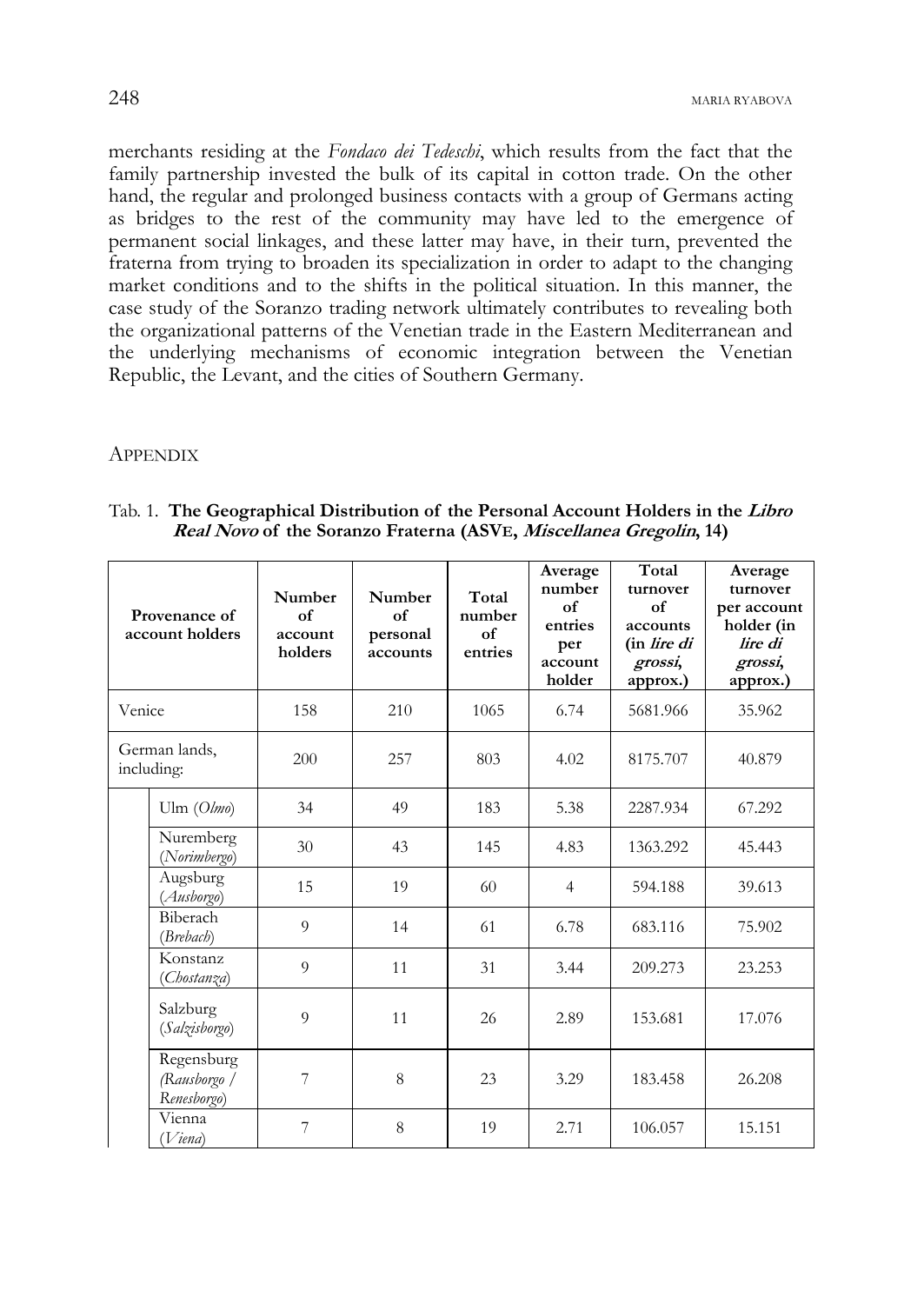merchants residing at the *Fondaco dei Tedeschi*, which results from the fact that the family partnership invested the bulk of its capital in cotton trade. On the other hand, the regular and prolonged business contacts with a group of Germans acting as bridges to the rest of the community may have led to the emergence of permanent social linkages, and these latter may have, in their turn, prevented the fraterna from trying to broaden its specialization in order to adapt to the changing market conditions and to the shifts in the political situation. In this manner, the case study of the Soranzo trading network ultimately contributes to revealing both the organizational patterns of the Venetian trade in the Eastern Mediterranean and the underlying mechanisms of economic integration between the Venetian Republic, the Levant, and the cities of Southern Germany.

## Appendix

Tab. 1. **The Geographical Distribution of the Personal Account Holders in the *Libro Real Novo* of the Soranzo Fraterna (ASVe, *Miscellanea Gregolin*, 14)**

| Provenance of account holders | | Number of account holders | Number of personal accounts | Total number of entries | Average number of entries per account holder | Total turnover of accounts (in *lire di grossi*, approx.) | Average turnover per account holder (in *lire di grossi*, approx.) |
|---|---|---|---|---|---|---|---|
| Venice | | 158 | 210 | 1065 | 6.74 | 5681.966 | 35.962 |
| German lands, including: | | 200 | 257 | 803 | 4.02 | 8175.707 | 40.879 |
| | Ulm (*Olmo*) | 34 | 49 | 183 | 5.38 | 2287.934 | 67.292 |
| | Nuremberg (*Norimbergo*) | 30 | 43 | 145 | 4.83 | 1363.292 | 45.443 |
| | Augsburg (*Ausborgo*) | 15 | 19 | 60 | 4 | 594.188 | 39.613 |
| | Biberach (*Brebach*) | 9 | 14 | 61 | 6.78 | 683.116 | 75.902 |
| | Konstanz (*Chostanza*) | 9 | 11 | 31 | 3.44 | 209.273 | 23.253 |
| | Salzburg (*Salzisborgo*) | 9 | 11 | 26 | 2.89 | 153.681 | 17.076 |
| | Regensburg (*Rausborgo / Renesborgo*) | 7 | 8 | 23 | 3.29 | 183.458 | 26.208 |
| | Vienna (*Viena*) | 7 | 8 | 19 | 2.71 | 106.057 | 15.151 |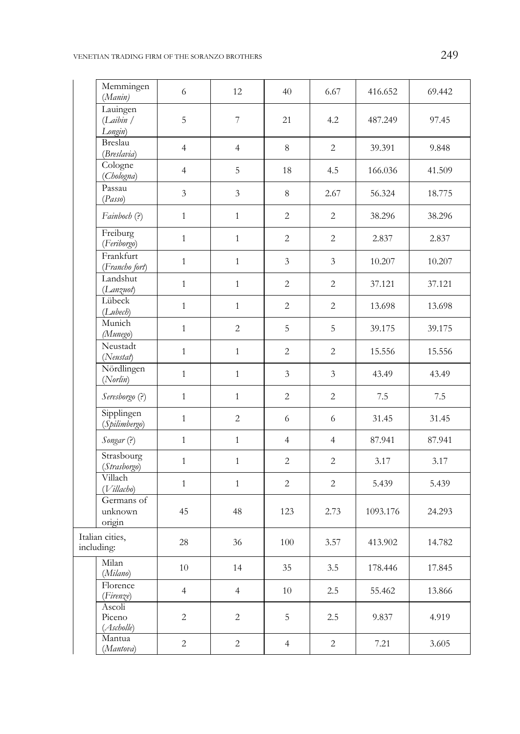| | | | | | | |
|---|---|---|---|---|---|---|
| | Memmingen (*Manin*) | 6 | 12 | 40 | 6.67 | 416.652 | 69.442 |
| | Lauingen (*Laibin* / *Longin*) | 5 | 7 | 21 | 4.2 | 487.249 | 97.45 |
| | Breslau (*Breslavia*) | 4 | 4 | 8 | 2 | 39.391 | 9.848 |
| | Cologne (*Chologna*) | 4 | 5 | 18 | 4.5 | 166.036 | 41.509 |
| | Passau (*Passo*) | 3 | 3 | 8 | 2.67 | 56.324 | 18.775 |
| | *Fainboch* (?) | 1 | 1 | 2 | 2 | 38.296 | 38.296 |
| | Freiburg (*Feriborgo*) | 1 | 1 | 2 | 2 | 2.837 | 2.837 |
| | Frankfurt (*Francho fort*) | 1 | 1 | 3 | 3 | 10.207 | 10.207 |
| | Landshut (*Lanzuot*) | 1 | 1 | 2 | 2 | 37.121 | 37.121 |
| | Lübeck (*Lubech*) | 1 | 1 | 2 | 2 | 13.698 | 13.698 |
| | Munich (*Munego*) | 1 | 2 | 5 | 5 | 39.175 | 39.175 |
| | Neustadt (*Neustat*) | 1 | 1 | 2 | 2 | 15.556 | 15.556 |
| | Nördlingen (*Norlin*) | 1 | 1 | 3 | 3 | 43.49 | 43.49 |
| | *Seresborgo* (?) | 1 | 1 | 2 | 2 | 7.5 | 7.5 |
| | Sipplingen (*Spilimbergo*) | 1 | 2 | 6 | 6 | 31.45 | 31.45 |
| | *Songar* (?) | 1 | 1 | 4 | 4 | 87.941 | 87.941 |
| | Strasbourg (*Strasborgo*) | 1 | 1 | 2 | 2 | 3.17 | 3.17 |
| | Villach (*Villacho*) | 1 | 1 | 2 | 2 | 5.439 | 5.439 |
| | Germans of unknown origin | 45 | 48 | 123 | 2.73 | 1093.176 | 24.293 |
| Italian cities, including: | | 28 | 36 | 100 | 3.57 | 413.902 | 14.782 |
| | Milan (*Milano*) | 10 | 14 | 35 | 3.5 | 178.446 | 17.845 |
| | Florence (*Firenze*) | 4 | 4 | 10 | 2.5 | 55.462 | 13.866 |
| | Ascoli Piceno (*Ascholle*) | 2 | 2 | 5 | 2.5 | 9.837 | 4.919 |
| | Mantua (*Mantova*) | 2 | 2 | 4 | 2 | 7.21 | 3.605 |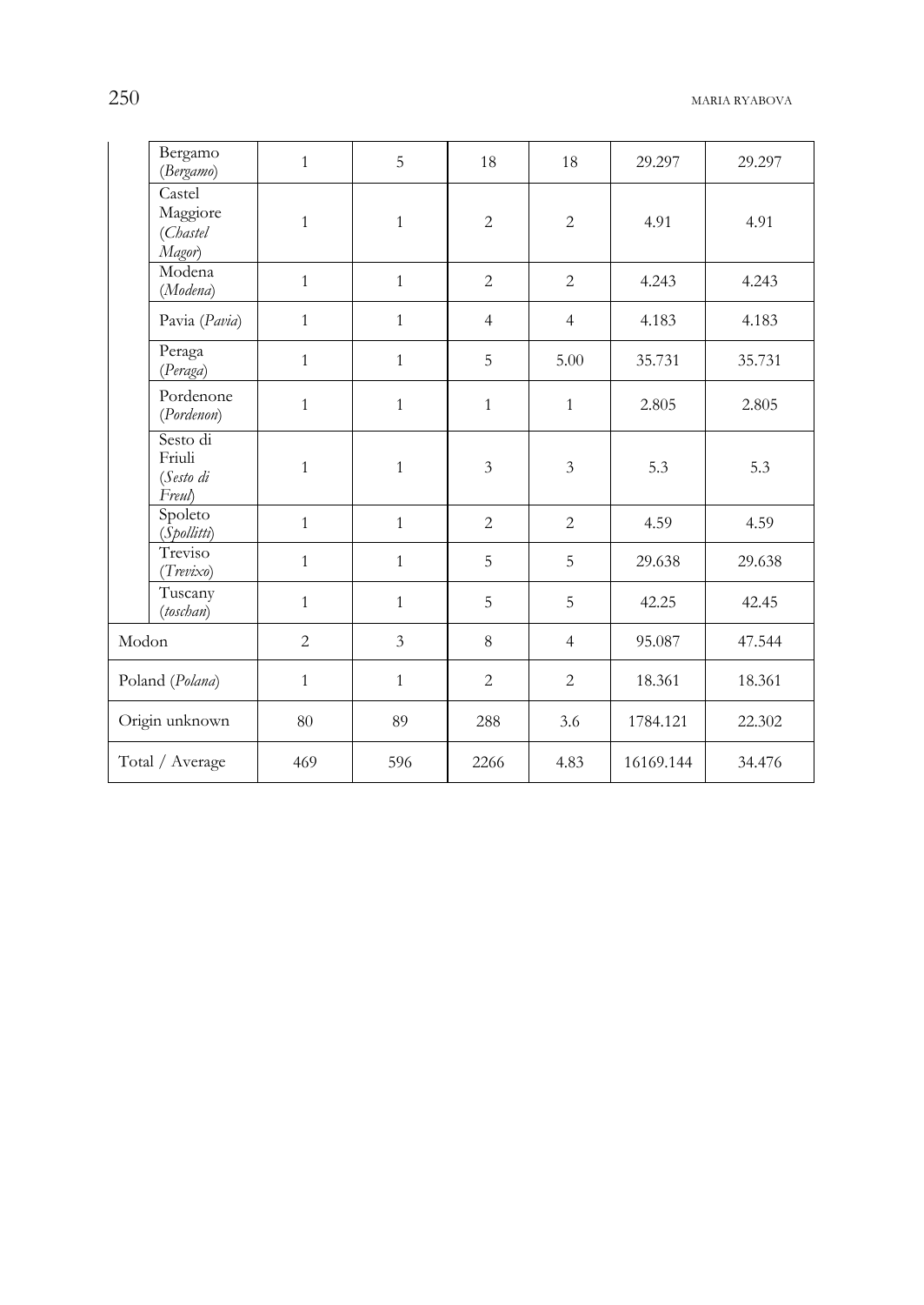| | | | | | | | |
|---|---|---|---|---|---|---|---|
| | Bergamo (*Bergamo*) | 1 | 5 | 18 | 18 | 29.297 | 29.297 |
| | Castel Maggiore (*Chastel Magor*) | 1 | 1 | 2 | 2 | 4.91 | 4.91 |
| | Modena (*Modena*) | 1 | 1 | 2 | 2 | 4.243 | 4.243 |
| | Pavia (*Pavia*) | 1 | 1 | 4 | 4 | 4.183 | 4.183 |
| | Peraga (*Peraga*) | 1 | 1 | 5 | 5.00 | 35.731 | 35.731 |
| | Pordenone (*Pordenon*) | 1 | 1 | 1 | 1 | 2.805 | 2.805 |
| | Sesto di Friuli (*Sesto di Freul*) | 1 | 1 | 3 | 3 | 5.3 | 5.3 |
| | Spoleto (*Spollitti*) | 1 | 1 | 2 | 2 | 4.59 | 4.59 |
| | Treviso (*Trevixo*) | 1 | 1 | 5 | 5 | 29.638 | 29.638 |
| | Tuscany (*toschan*) | 1 | 1 | 5 | 5 | 42.25 | 42.45 |
| Modon | | 2 | 3 | 8 | 4 | 95.087 | 47.544 |
| Poland (*Polana*) | | 1 | 1 | 2 | 2 | 18.361 | 18.361 |
| Origin unknown | | 80 | 89 | 288 | 3.6 | 1784.121 | 22.302 |
| Total / Average | | 469 | 596 | 2266 | 4.83 | 16169.144 | 34.476 |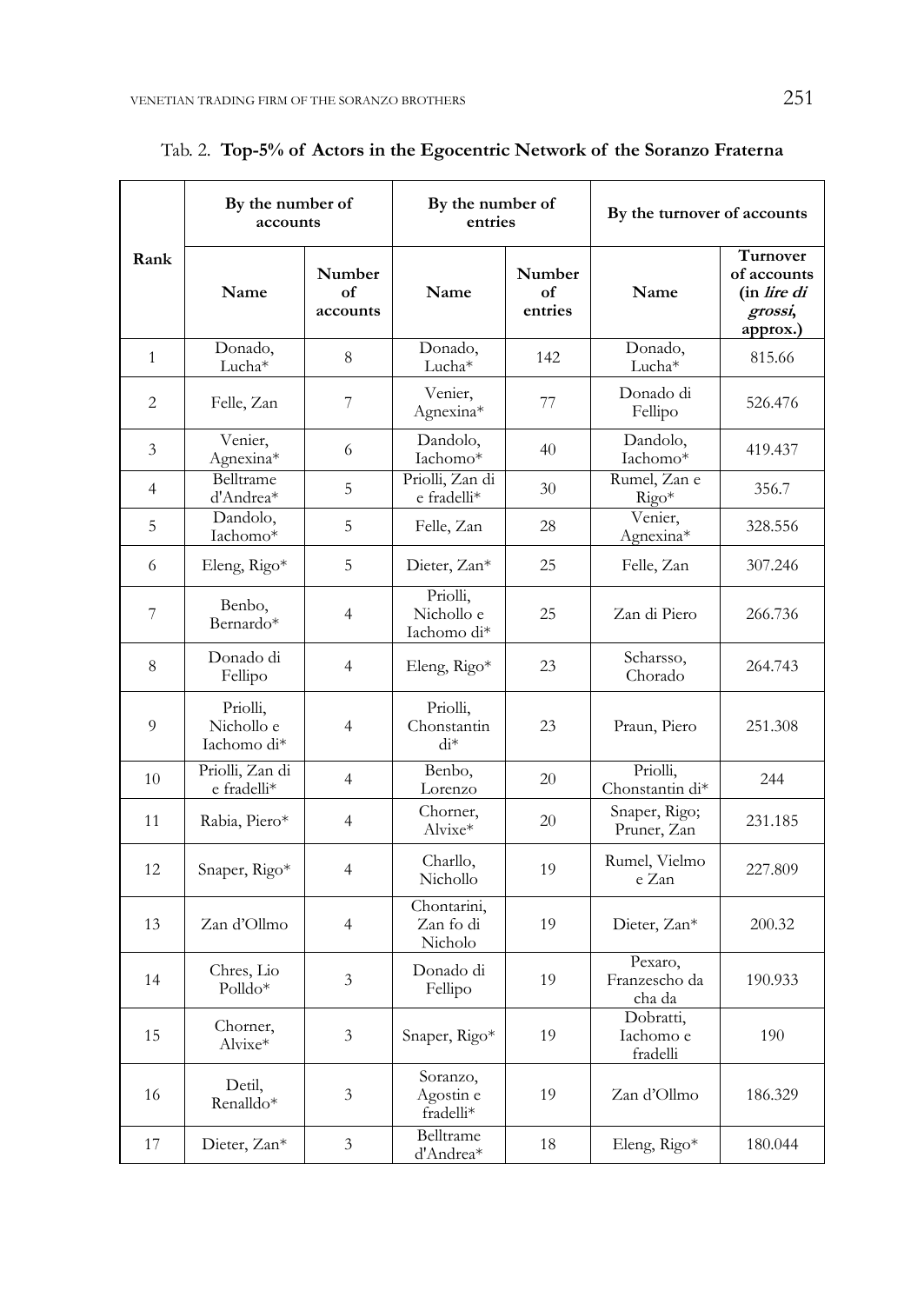Tab. 2. **Top-5% of Actors in the Egocentric Network of the Soranzo Fraterna**

| Rank | By the number of accounts | | By the number of entries | | By the turnover of accounts | |
|---|---|---|---|---|---|---|
| | Name | Number of accounts | Name | Number of entries | Name | Turnover of accounts (in *lire di grossi*, approx.) |
| 1 | Donado, Lucha* | 8 | Donado, Lucha* | 142 | Donado, Lucha* | 815.66 |
| 2 | Felle, Zan | 7 | Venier, Agnexina* | 77 | Donado di Fellipo | 526.476 |
| 3 | Venier, Agnexina* | 6 | Dandolo, Iachomo* | 40 | Dandolo, Iachomo* | 419.437 |
| 4 | Belltrame d'Andrea* | 5 | Priolli, Zan di e fradelli* | 30 | Rumel, Zan e Rigo* | 356.7 |
| 5 | Dandolo, Iachomo* | 5 | Felle, Zan | 28 | Venier, Agnexina* | 328.556 |
| 6 | Eleng, Rigo* | 5 | Dieter, Zan* | 25 | Felle, Zan | 307.246 |
| 7 | Benbo, Bernardo* | 4 | Priolli, Nichollo e Iachomo di* | 25 | Zan di Piero | 266.736 |
| 8 | Donado di Fellipo | 4 | Eleng, Rigo* | 23 | Scharsso, Chorado | 264.743 |
| 9 | Priolli, Nichollo e Iachomo di* | 4 | Priolli, Chonstantin di* | 23 | Praun, Piero | 251.308 |
| 10 | Priolli, Zan di e fradelli* | 4 | Benbo, Lorenzo | 20 | Priolli, Chonstantin di* | 244 |
| 11 | Rabia, Piero* | 4 | Chorner, Alvixe* | 20 | Snaper, Rigo; Pruner, Zan | 231.185 |
| 12 | Snaper, Rigo* | 4 | Charllo, Nichollo | 19 | Rumel, Vielmo e Zan | 227.809 |
| 13 | Zan d'Ollmo | 4 | Chontarini, Zan fo di Nicholo | 19 | Dieter, Zan* | 200.32 |
| 14 | Chres, Lio Polldo* | 3 | Donado di Fellipo | 19 | Pexaro, Franzescho da cha da | 190.933 |
| 15 | Chorner, Alvixe* | 3 | Snaper, Rigo* | 19 | Dobratti, Iachomo e fradelli | 190 |
| 16 | Detil, Renalldo* | 3 | Soranzo, Agostin e fradelli* | 19 | Zan d'Ollmo | 186.329 |
| 17 | Dieter, Zan* | 3 | Belltrame d'Andrea* | 18 | Eleng, Rigo* | 180.044 |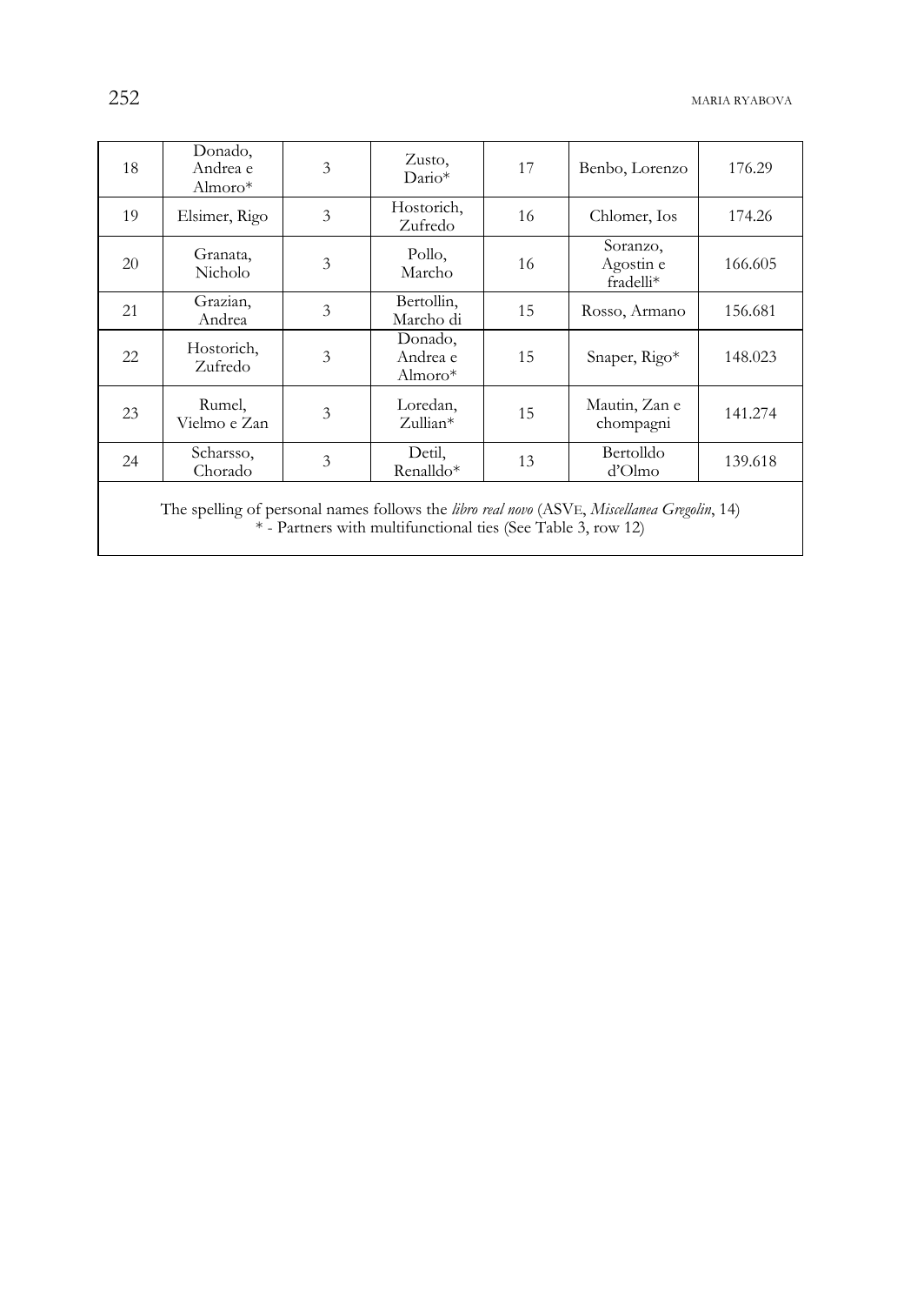| 18 | Donado, Andrea e Almoro* | 3 | Zusto, Dario* | 17 | Benbo, Lorenzo | 176.29 |
|---|---|---|---|---|---|---|
| 19 | Elsimer, Rigo | 3 | Hostorich, Zufredo | 16 | Chlomer, Ios | 174.26 |
| 20 | Granata, Nicholo | 3 | Pollo, Marcho | 16 | Soranzo, Agostin e fradelli* | 166.605 |
| 21 | Grazian, Andrea | 3 | Bertollin, Marcho di | 15 | Rosso, Armano | 156.681 |
| 22 | Hostorich, Zufredo | 3 | Donado, Andrea e Almoro* | 15 | Snaper, Rigo* | 148.023 |
| 23 | Rumel, Vielmo e Zan | 3 | Loredan, Zullian* | 15 | Mautin, Zan e chompagni | 141.274 |
| 24 | Scharsso, Chorado | 3 | Detil, Renalldo* | 13 | Bertolldo d'Olmo | 139.618 |

The spelling of personal names follows the *libro real novo* (ASVE, *Miscellanea Gregolin*, 14)
* - Partners with multifunctional ties (See Table 3, row 12)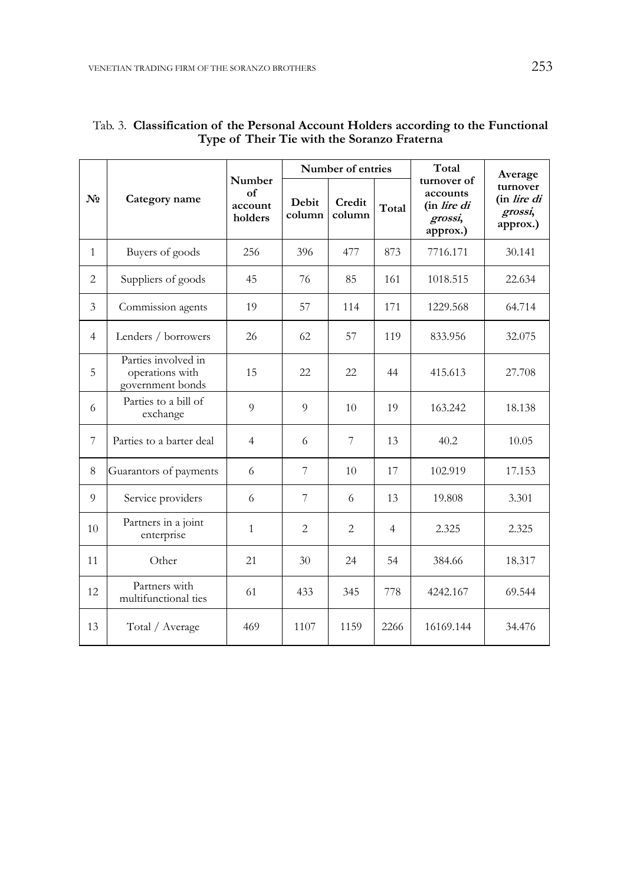Tab. 3. **Classification of the Personal Account Holders according to the Functional Type of Their Tie with the Soranzo Fraterna**

| № | Category name | Number of account holders | Number of entries | | | Total turnover of accounts (in *lire di grossi*, approx.) | Average turnover (in *lire di grossi*, approx.) |
|---|---|---|---|---|---|---|---|
| | | | Debit column | Credit column | Total | | |
| 1 | Buyers of goods | 256 | 396 | 477 | 873 | 7716.171 | 30.141 |
| 2 | Suppliers of goods | 45 | 76 | 85 | 161 | 1018.515 | 22.634 |
| 3 | Commission agents | 19 | 57 | 114 | 171 | 1229.568 | 64.714 |
| 4 | Lenders / borrowers | 26 | 62 | 57 | 119 | 833.956 | 32.075 |
| 5 | Parties involved in operations with government bonds | 15 | 22 | 22 | 44 | 415.613 | 27.708 |
| 6 | Parties to a bill of exchange | 9 | 9 | 10 | 19 | 163.242 | 18.138 |
| 7 | Parties to a barter deal | 4 | 6 | 7 | 13 | 40.2 | 10.05 |
| 8 | Guarantors of payments | 6 | 7 | 10 | 17 | 102.919 | 17.153 |
| 9 | Service providers | 6 | 7 | 6 | 13 | 19.808 | 3.301 |
| 10 | Partners in a joint enterprise | 1 | 2 | 2 | 4 | 2.325 | 2.325 |
| 11 | Other | 21 | 30 | 24 | 54 | 384.66 | 18.317 |
| 12 | Partners with multifunctional ties | 61 | 433 | 345 | 778 | 4242.167 | 69.544 |
| 13 | Total / Average | 469 | 1107 | 1159 | 2266 | 16169.144 | 34.476 |